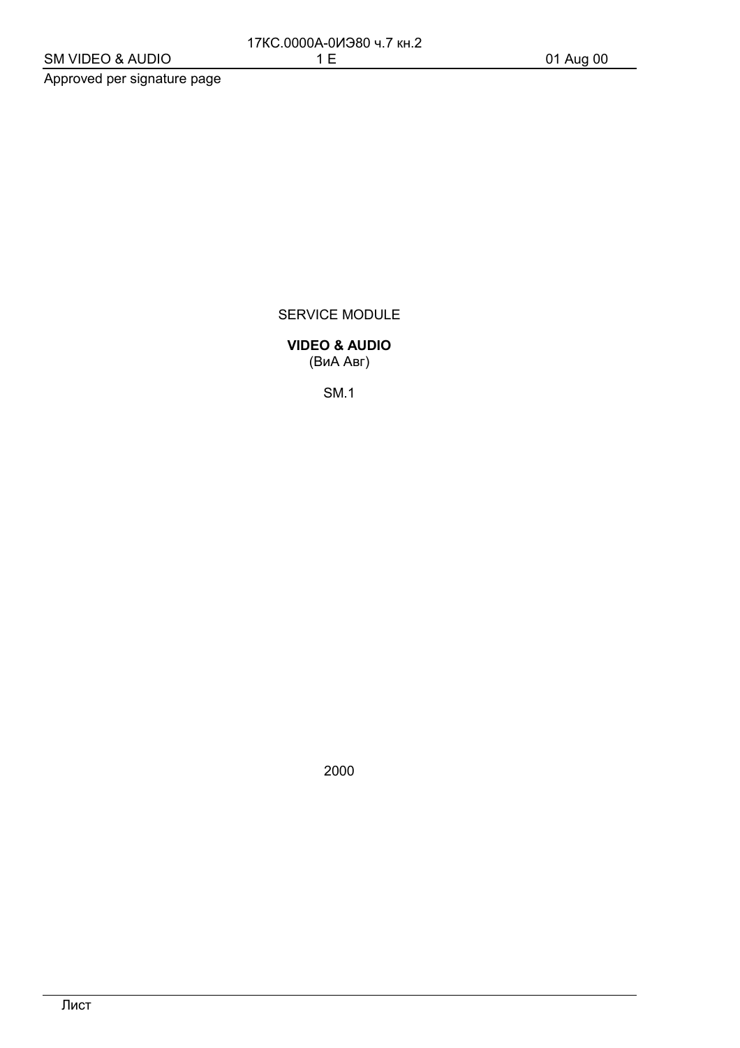Approved per signature page

SERVICE MODULE

**VIDEO & AUDIO**
(ВиА Авг)

SM.1

2000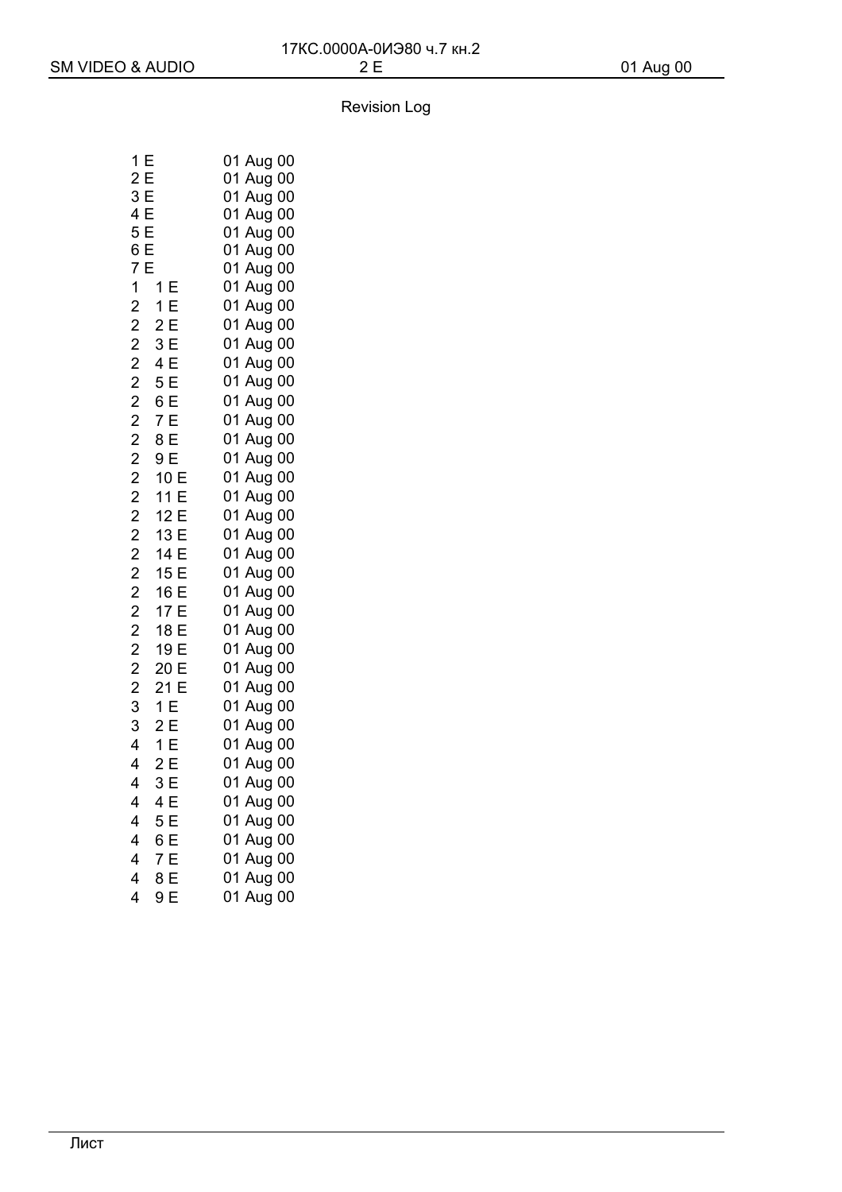## Revision Log

| | | |
|---|---|---|
| 1 E | | 01 Aug 00 |
| 2 E | | 01 Aug 00 |
| 3 E | | 01 Aug 00 |
| 4 E | | 01 Aug 00 |
| 5 E | | 01 Aug 00 |
| 6 E | | 01 Aug 00 |
| 7 E | | 01 Aug 00 |
| 1 | 1 E | 01 Aug 00 |
| 2 | 1 E | 01 Aug 00 |
| 2 | 2 E | 01 Aug 00 |
| 2 | 3 E | 01 Aug 00 |
| 2 | 4 E | 01 Aug 00 |
| 2 | 5 E | 01 Aug 00 |
| 2 | 6 E | 01 Aug 00 |
| 2 | 7 E | 01 Aug 00 |
| 2 | 8 E | 01 Aug 00 |
| 2 | 9 E | 01 Aug 00 |
| 2 | 10 E | 01 Aug 00 |
| 2 | 11 E | 01 Aug 00 |
| 2 | 12 E | 01 Aug 00 |
| 2 | 13 E | 01 Aug 00 |
| 2 | 14 E | 01 Aug 00 |
| 2 | 15 E | 01 Aug 00 |
| 2 | 16 E | 01 Aug 00 |
| 2 | 17 E | 01 Aug 00 |
| 2 | 18 E | 01 Aug 00 |
| 2 | 19 E | 01 Aug 00 |
| 2 | 20 E | 01 Aug 00 |
| 2 | 21 E | 01 Aug 00 |
| 3 | 1 E | 01 Aug 00 |
| 3 | 2 E | 01 Aug 00 |
| 4 | 1 E | 01 Aug 00 |
| 4 | 2 E | 01 Aug 00 |
| 4 | 3 E | 01 Aug 00 |
| 4 | 4 E | 01 Aug 00 |
| 4 | 5 E | 01 Aug 00 |
| 4 | 6 E | 01 Aug 00 |
| 4 | 7 E | 01 Aug 00 |
| 4 | 8 E | 01 Aug 00 |
| 4 | 9 E | 01 Aug 00 |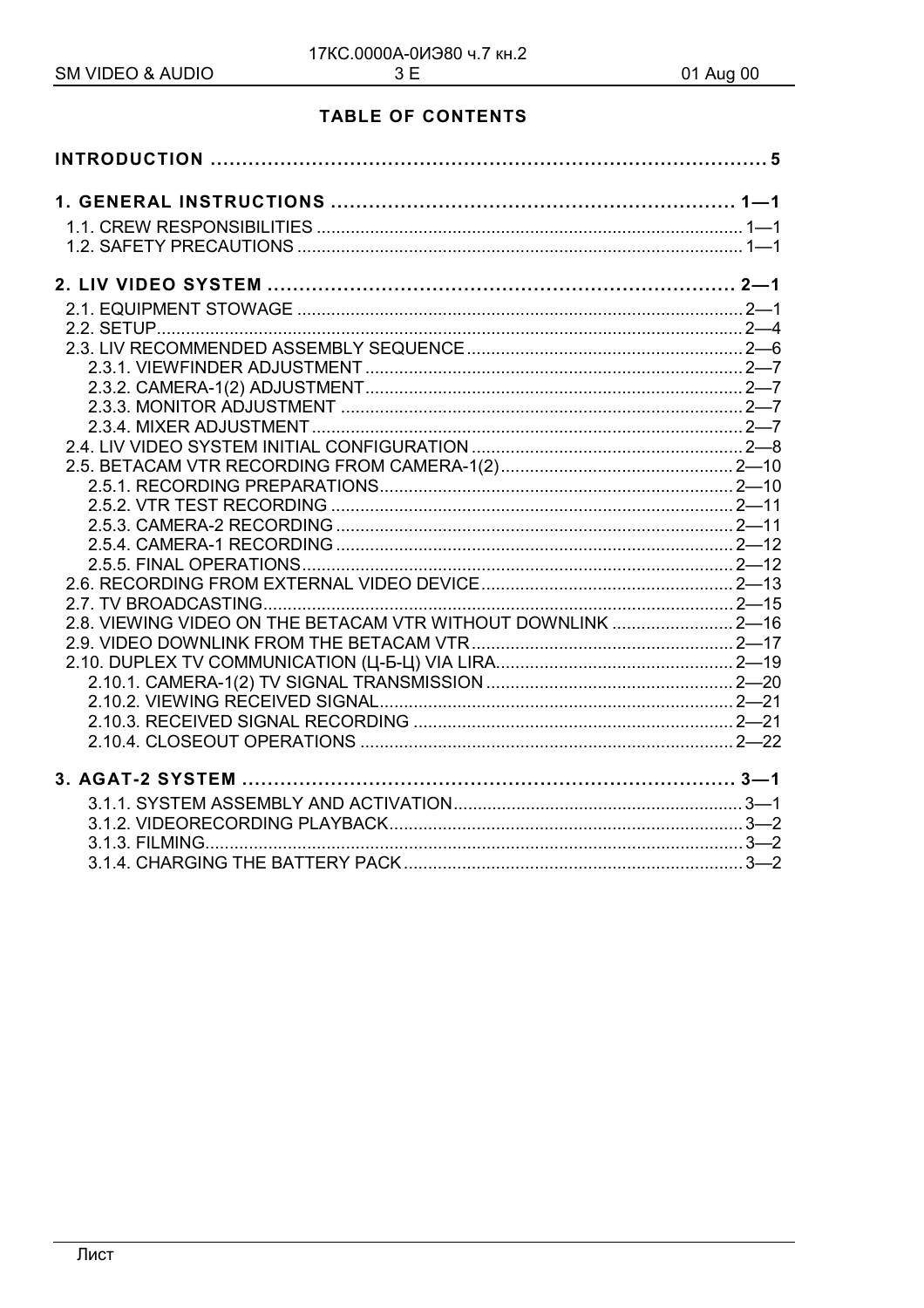# TABLE OF CONTENTS

**INTRODUCTION** ........................................................................ **5**

**1. GENERAL INSTRUCTIONS** ........................................................ **1—1**

- 1.1. CREW RESPONSIBILITIES ........................................................ 1—1
- 1.2. SAFETY PRECAUTIONS ........................................................ 1—1

**2. LIV VIDEO SYSTEM** ........................................................ **2—1**

- 2.1. EQUIPMENT STOWAGE ........................................................ 2—1
- 2.2. SETUP ........................................................ 2—4
- 2.3. LIV RECOMMENDED ASSEMBLY SEQUENCE ........................................................ 2—6
  - 2.3.1. VIEWFINDER ADJUSTMENT ........................................................ 2—7
  - 2.3.2. CAMERA-1(2) ADJUSTMENT ........................................................ 2—7
  - 2.3.3. MONITOR ADJUSTMENT ........................................................ 2—7
  - 2.3.4. MIXER ADJUSTMENT ........................................................ 2—7
- 2.4. LIV VIDEO SYSTEM INITIAL CONFIGURATION ........................................................ 2—8
- 2.5. BETACAM VTR RECORDING FROM CAMERA-1(2) ........................................................ 2—10
  - 2.5.1. RECORDING PREPARATIONS ........................................................ 2—10
  - 2.5.2. VTR TEST RECORDING ........................................................ 2—11
  - 2.5.3. CAMERA-2 RECORDING ........................................................ 2—11
  - 2.5.4. CAMERA-1 RECORDING ........................................................ 2—12
  - 2.5.5. FINAL OPERATIONS ........................................................ 2—12
- 2.6. RECORDING FROM EXTERNAL VIDEO DEVICE ........................................................ 2—13
- 2.7. TV BROADCASTING ........................................................ 2—15
- 2.8. VIEWING VIDEO ON THE BETACAM VTR WITHOUT DOWNLINK ........................................................ 2—16
- 2.9. VIDEO DOWNLINK FROM THE BETACAM VTR ........................................................ 2—17
- 2.10. DUPLEX TV COMMUNICATION (Ц-Б-Ц) VIA LIRA ........................................................ 2—19
  - 2.10.1. CAMERA-1(2) TV SIGNAL TRANSMISSION ........................................................ 2—20
  - 2.10.2. VIEWING RECEIVED SIGNAL ........................................................ 2—21
  - 2.10.3. RECEIVED SIGNAL RECORDING ........................................................ 2—21
  - 2.10.4. CLOSEOUT OPERATIONS ........................................................ 2—22

**3. AGAT-2 SYSTEM** ........................................................ **3—1**

- 3.1.1. SYSTEM ASSEMBLY AND ACTIVATION ........................................................ 3—1
- 3.1.2. VIDEORECORDING PLAYBACK ........................................................ 3—2
- 3.1.3. FILMING ........................................................ 3—2
- 3.1.4. CHARGING THE BATTERY PACK ........................................................ 3—2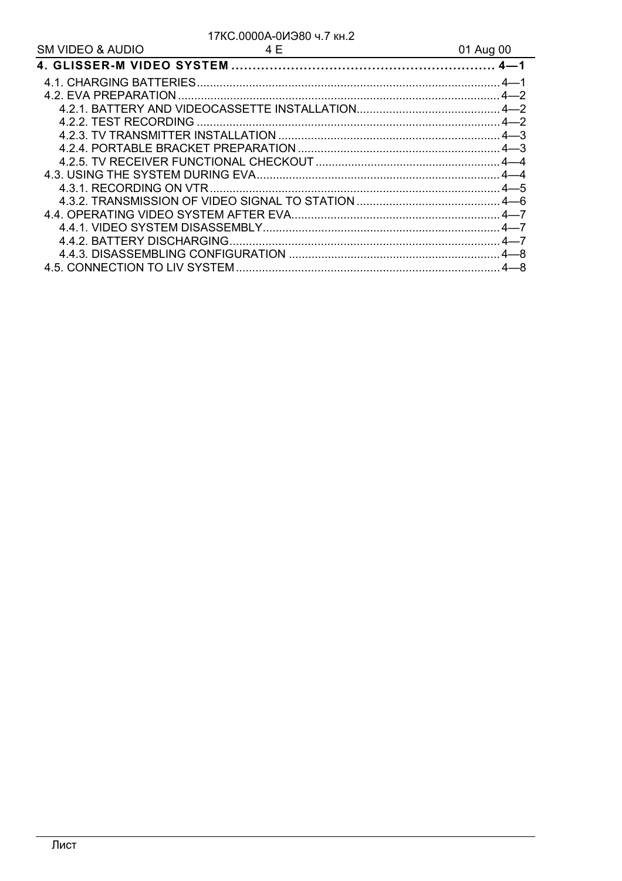**4. GLISSER-M VIDEO SYSTEM ............................................................. 4—1**

4.1. CHARGING BATTERIES ............................................................. 4—1
4.2. EVA PREPARATION ............................................................. 4—2
  4.2.1. BATTERY AND VIDEOCASSETTE INSTALLATION ............................................................. 4—2
  4.2.2. TEST RECORDING ............................................................. 4—2
  4.2.3. TV TRANSMITTER INSTALLATION ............................................................. 4—3
  4.2.4. PORTABLE BRACKET PREPARATION ............................................................. 4—3
  4.2.5. TV RECEIVER FUNCTIONAL CHECKOUT ............................................................. 4—4
4.3. USING THE SYSTEM DURING EVA ............................................................. 4—4
  4.3.1. RECORDING ON VTR ............................................................. 4—5
  4.3.2. TRANSMISSION OF VIDEO SIGNAL TO STATION ............................................................. 4—6
4.4. OPERATING VIDEO SYSTEM AFTER EVA ............................................................. 4—7
  4.4.1. VIDEO SYSTEM DISASSEMBLY ............................................................. 4—7
  4.4.2. BATTERY DISCHARGING ............................................................. 4—7
  4.4.3. DISASSEMBLING CONFIGURATION ............................................................. 4—8
4.5. CONNECTION TO LIV SYSTEM ............................................................. 4—8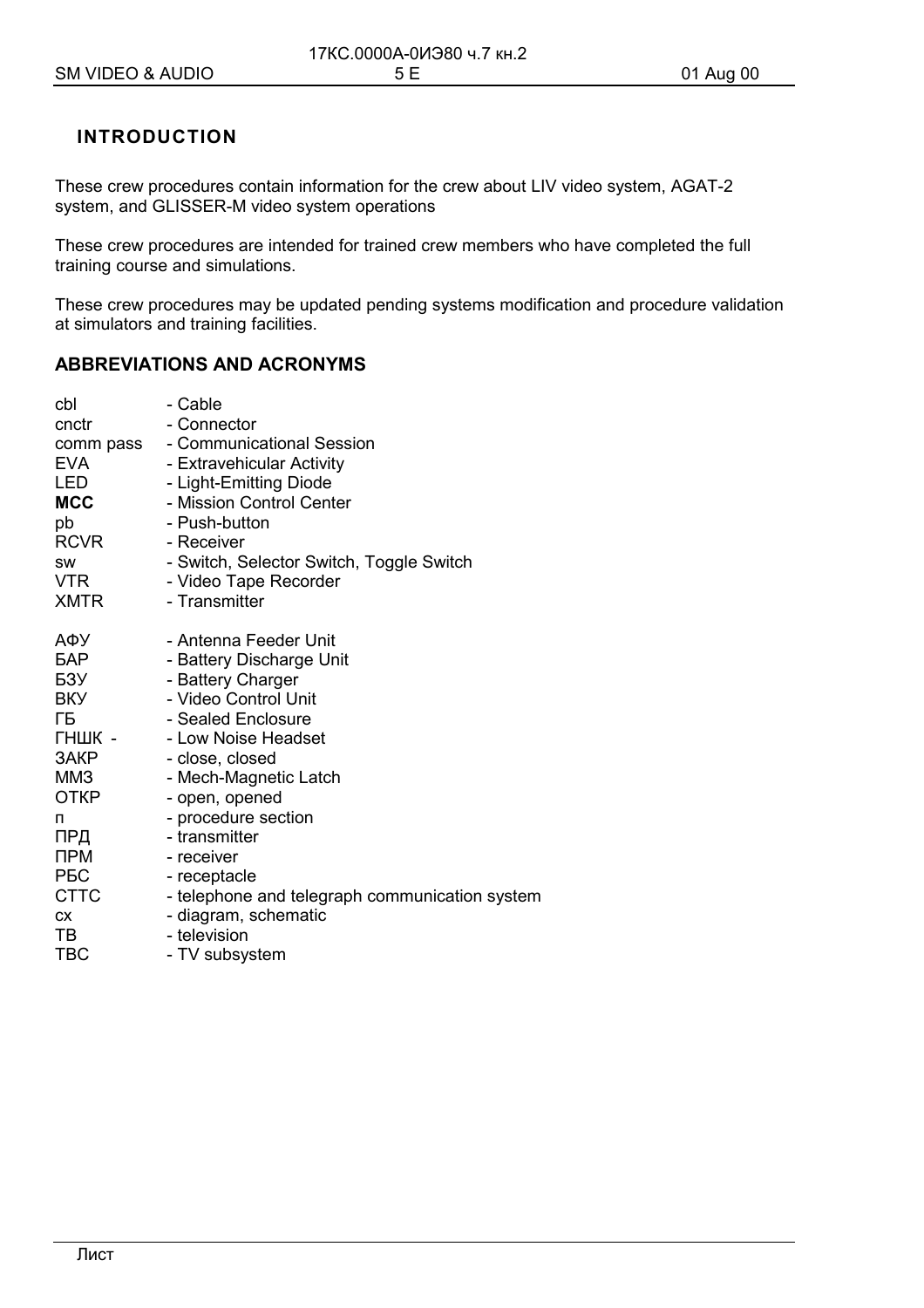## INTRODUCTION

These crew procedures contain information for the crew about LIV video system, AGAT-2 system, and GLISSER-M video system operations

These crew procedures are intended for trained crew members who have completed the full training course and simulations.

These crew procedures may be updated pending systems modification and procedure validation at simulators and training facilities.

## ABBREVIATIONS AND ACRONYMS

| | |
|---|---|
| cbl | - Cable |
| cnctr | - Connector |
| comm pass | - Communicational Session |
| EVA | - Extravehicular Activity |
| LED | - Light-Emitting Diode |
| **MCC** | - Mission Control Center |
| pb | - Push-button |
| RCVR | - Receiver |
| sw | - Switch, Selector Switch, Toggle Switch |
| VTR | - Video Tape Recorder |
| XMTR | - Transmitter |
| | |
| АФУ | - Antenna Feeder Unit |
| БАР | - Battery Discharge Unit |
| БЗУ | - Battery Charger |
| ВКУ | - Video Control Unit |
| ГБ | - Sealed Enclosure |
| ГНШК - | - Low Noise Headset |
| ЗАКР | - close, closed |
| ММЗ | - Mech-Magnetic Latch |
| ОТКР | - open, opened |
| п | - procedure section |
| ПРД | - transmitter |
| ПРМ | - receiver |
| РБС | - receptacle |
| СТТС | - telephone and telegraph communication system |
| сх | - diagram, schematic |
| ТВ | - television |
| ТВС | - TV subsystem |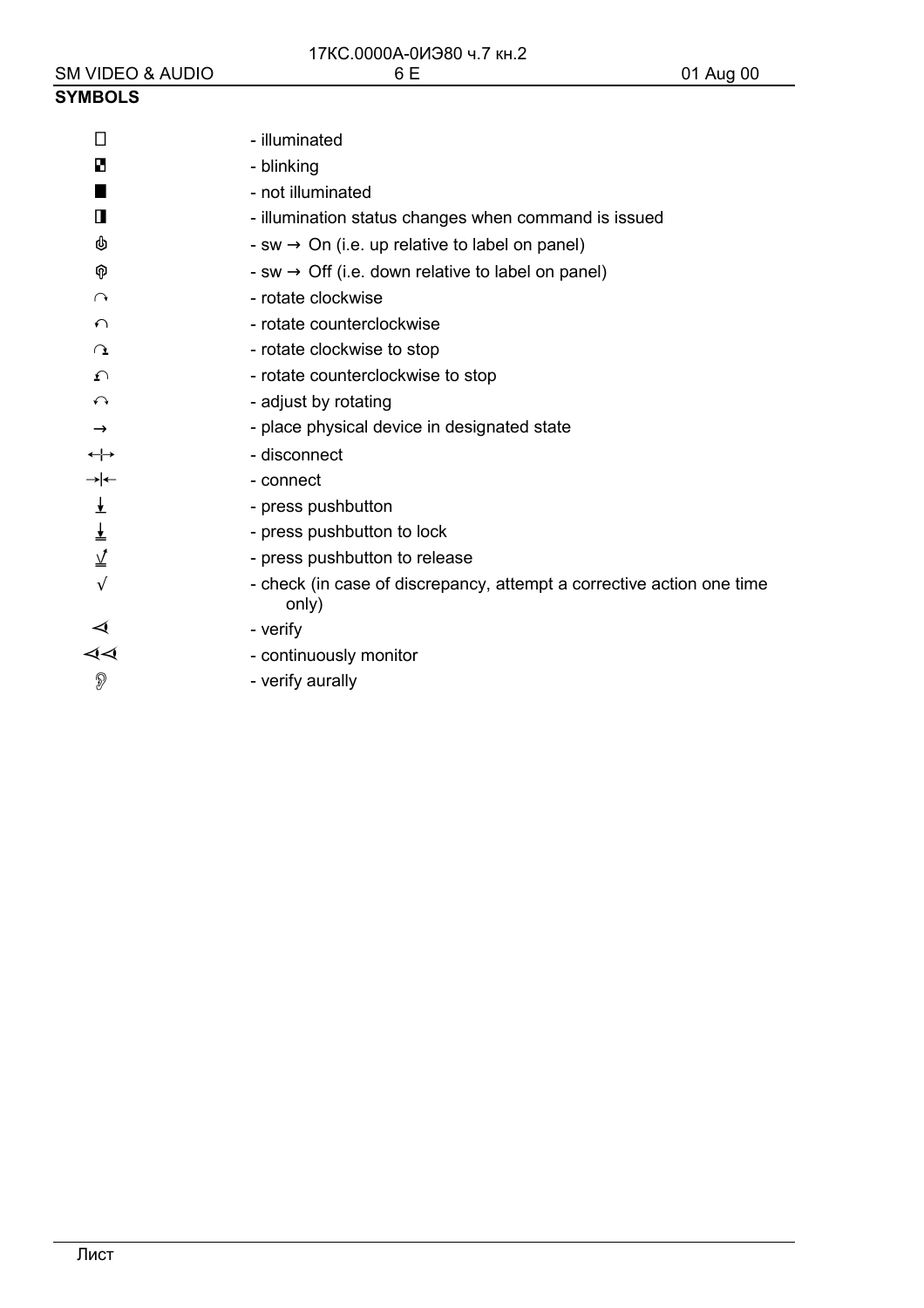## SYMBOLS

| Symbol | Meaning |
|---|---|
| □ | - illuminated |
| ▚ | - blinking |
| ■ | - not illuminated |
| ◨ | - illumination status changes when command is issued |
| ☝ | - sw → On (i.e. up relative to label on panel) |
| ☟ | - sw → Off (i.e. down relative to label on panel) |
| ↷ | - rotate clockwise |
| ↶ | - rotate counterclockwise |
| ↷ | - rotate clockwise to stop |
| ↶ | - rotate counterclockwise to stop |
| ↶↷ | - adjust by rotating |
| → | - place physical device in designated state |
| ←\|→ | - disconnect |
| →\|← | - connect |
| ⭳ | - press pushbutton |
| ⭳ | - press pushbutton to lock |
| ⭳ | - press pushbutton to release |
| √ | - check (in case of discrepancy, attempt a corrective action one time only) |
| ⊲ | - verify |
| ⊲⊲ | - continuously monitor |
| 👂 | - verify aurally |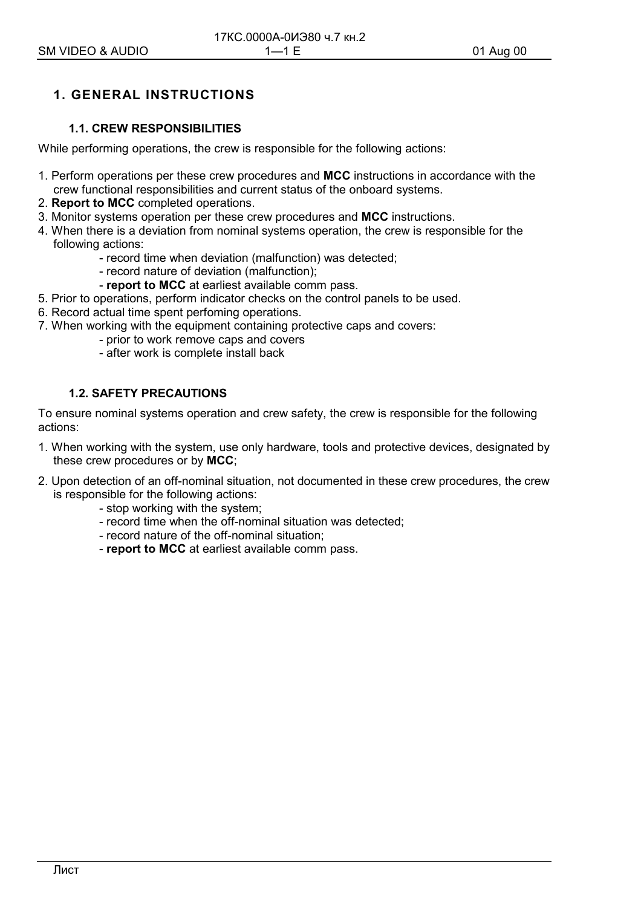# 1. GENERAL INSTRUCTIONS

## 1.1. CREW RESPONSIBILITIES

While performing operations, the crew is responsible for the following actions:

1. Perform operations per these crew procedures and **MCC** instructions in accordance with the crew functional responsibilities and current status of the onboard systems.
2. **Report to MCC** completed operations.
3. Monitor systems operation per these crew procedures and **MCC** instructions.
4. When there is a deviation from nominal systems operation, the crew is responsible for the following actions:
   - record time when deviation (malfunction) was detected;
   - record nature of deviation (malfunction);
   - **report to MCC** at earliest available comm pass.
5. Prior to operations, perform indicator checks on the control panels to be used.
6. Record actual time spent perfoming operations.
7. When working with the equipment containing protective caps and covers:
   - prior to work remove caps and covers
   - after work is complete install back

## 1.2. SAFETY PRECAUTIONS

To ensure nominal systems operation and crew safety, the crew is responsible for the following actions:

1. When working with the system, use only hardware, tools and protective devices, designated by these crew procedures or by **MCC**;
2. Upon detection of an off-nominal situation, not documented in these crew procedures, the crew is responsible for the following actions:
   - stop working with the system;
   - record time when the off-nominal situation was detected;
   - record nature of the off-nominal situation;
   - **report to MCC** at earliest available comm pass.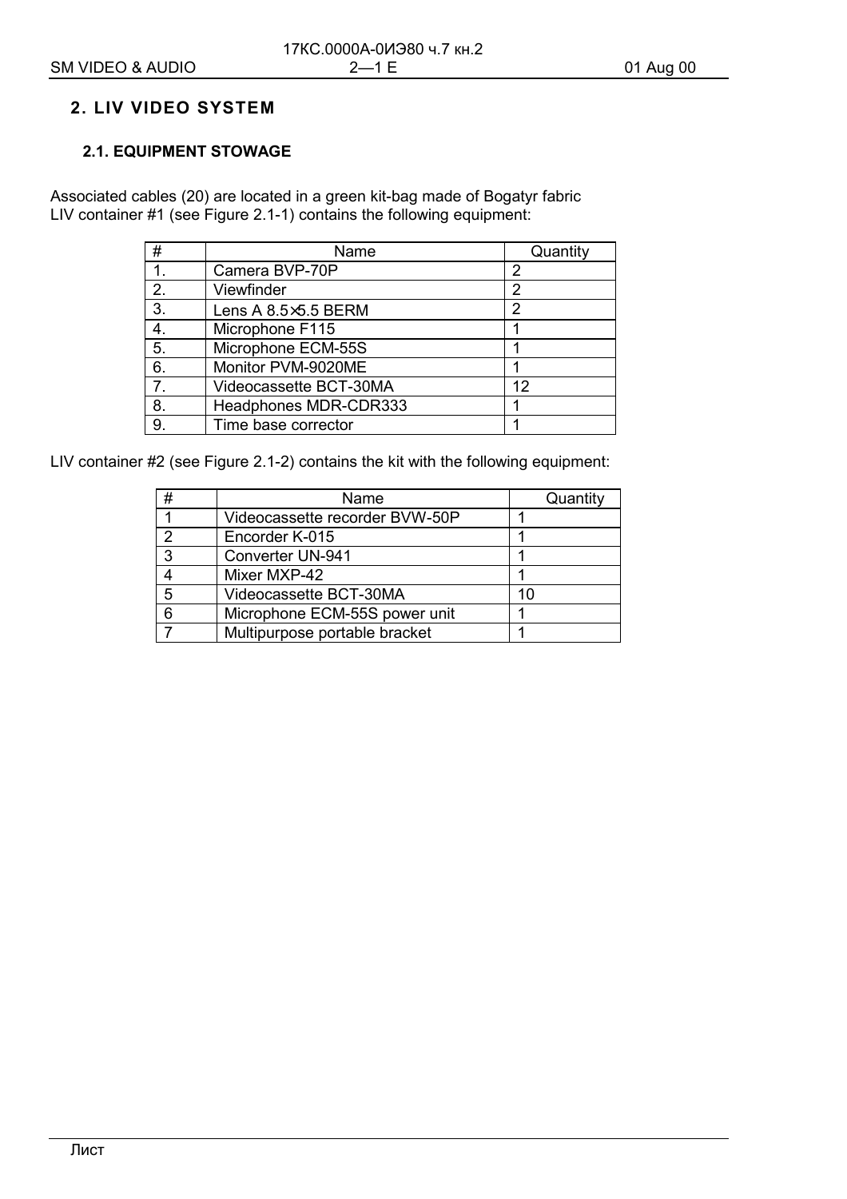## 2. LIV VIDEO SYSTEM

### 2.1. EQUIPMENT STOWAGE

Associated cables (20) are located in a green kit-bag made of Bogatyr fabric
LIV container #1 (see Figure 2.1-1) contains the following equipment:

| # | Name | Quantity |
|---|---|---|
| 1. | Camera BVP-70P | 2 |
| 2. | Viewfinder | 2 |
| 3. | Lens A 8.5×5.5 BERM | 2 |
| 4. | Microphone F115 | 1 |
| 5. | Microphone ECM-55S | 1 |
| 6. | Monitor PVM-9020ME | 1 |
| 7. | Videocassette BCT-30MA | 12 |
| 8. | Headphones MDR-CDR333 | 1 |
| 9. | Time base corrector | 1 |

LIV container #2 (see Figure 2.1-2) contains the kit with the following equipment:

| # | Name | Quantity |
|---|---|---|
| 1 | Videocassette recorder BVW-50P | 1 |
| 2 | Encorder K-015 | 1 |
| 3 | Converter UN-941 | 1 |
| 4 | Mixer MXP-42 | 1 |
| 5 | Videocassette BCT-30MA | 10 |
| 6 | Microphone ECM-55S power unit | 1 |
| 7 | Multipurpose portable bracket | 1 |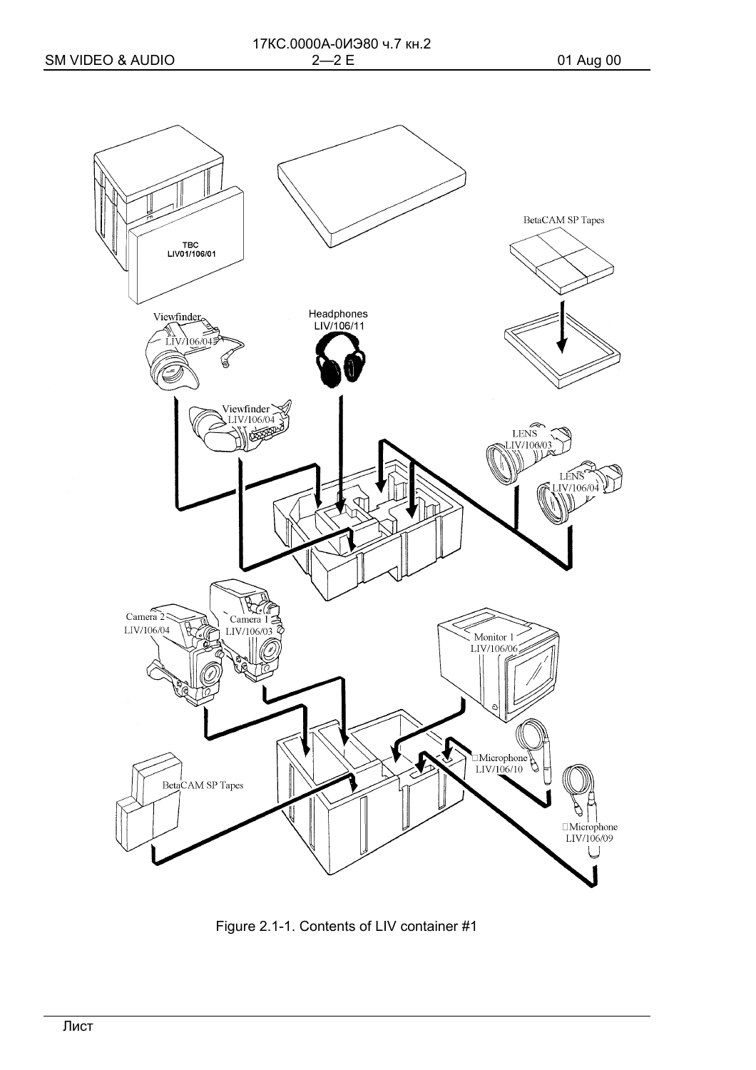Figure 2.1-1. Contents of LIV container #1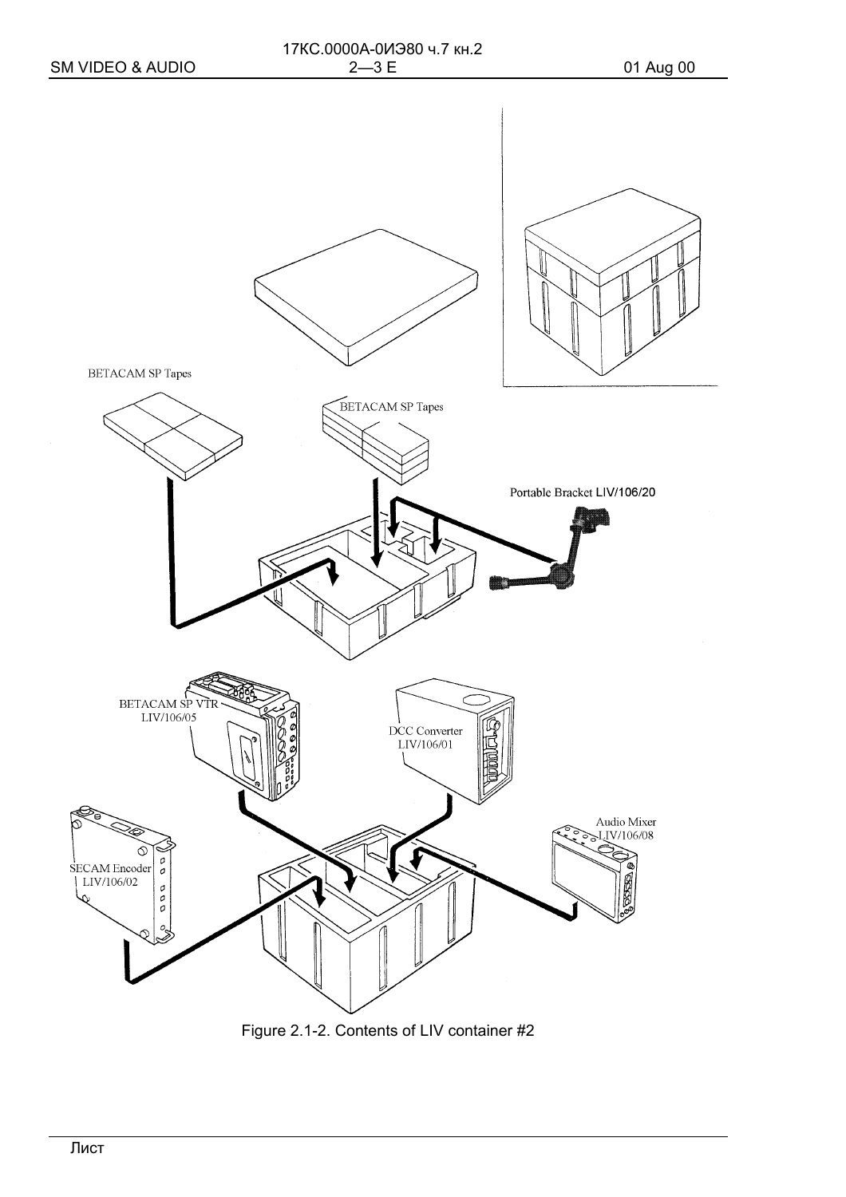BETACAM SP Tapes

BETACAM SP Tapes

Portable Bracket LIV/106/20

BETACAM SP VTR
LIV/106/05

DCC Converter
LIV/106/01

Audio Mixer
LIV/106/08

SECAM Encoder
LIV/106/02

Figure 2.1-2. Contents of LIV container #2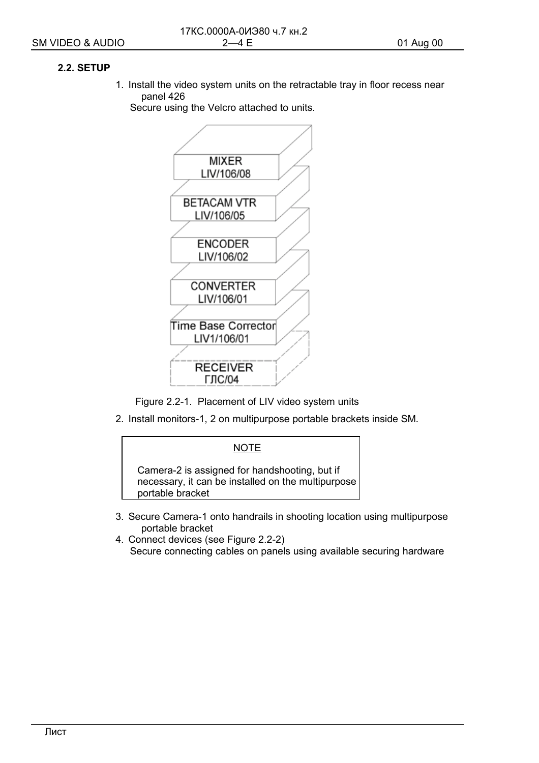## 2.2. SETUP

1. Install the video system units on the retractable tray in floor recess near panel 426
   Secure using the Velcro attached to units.

MIXER
LIV/106/08

BETACAM VTR
LIV/106/05

ENCODER
LIV/106/02

CONVERTER
LIV/106/01

Time Base Corrector
LIV1/106/01

RECEIVER
ГЛС/04

Figure 2.2-1. Placement of LIV video system units

2. Install monitors-1, 2 on multipurpose portable brackets inside SM.

> NOTE
>
> Camera-2 is assigned for handshooting, but if necessary, it can be installed on the multipurpose portable bracket

3. Secure Camera-1 onto handrails in shooting location using multipurpose portable bracket
4. Connect devices (see Figure 2.2-2)
   Secure connecting cables on panels using available securing hardware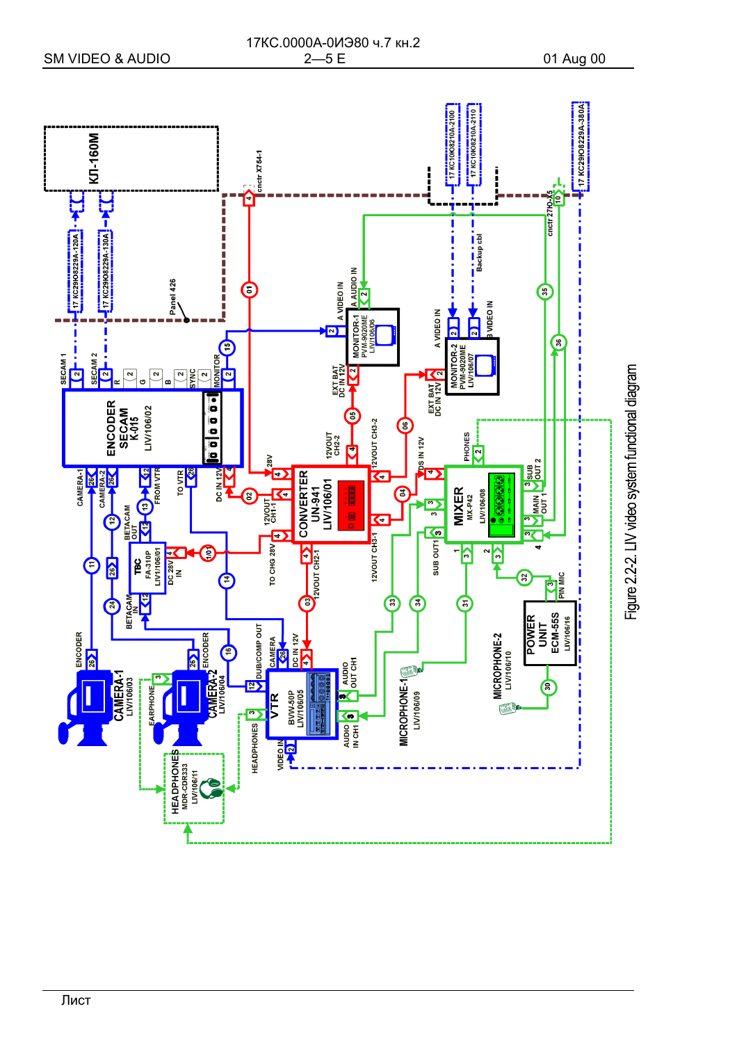Figure 2.2-2. LIV video system functional diagram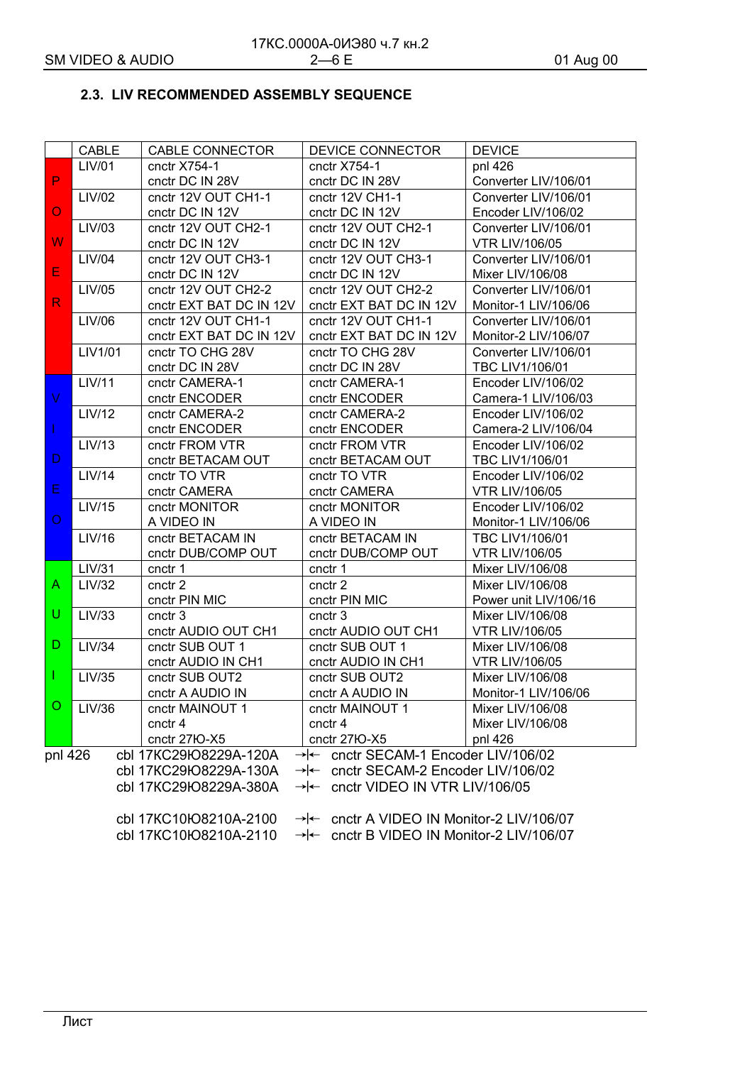## 2.3. LIV RECOMMENDED ASSEMBLY SEQUENCE

| | CABLE | CABLE CONNECTOR | DEVICE CONNECTOR | DEVICE |
|---|---|---|---|---|
| POWER | LIV/01 | cnctr X754-1<br>cnctr DC IN 28V | cnctr X754-1<br>cnctr DC IN 28V | pnl 426<br>Converter LIV/106/01 |
| | LIV/02 | cnctr 12V OUT CH1-1<br>cnctr DC IN 12V | cnctr 12V CH1-1<br>cnctr DC IN 12V | Converter LIV/106/01<br>Encoder LIV/106/02 |
| | LIV/03 | cnctr 12V OUT CH2-1<br>cnctr DC IN 12V | cnctr 12V OUT CH2-1<br>cnctr DC IN 12V | Converter LIV/106/01<br>VTR LIV/106/05 |
| | LIV/04 | cnctr 12V OUT CH3-1<br>cnctr DC IN 12V | cnctr 12V OUT CH3-1<br>cnctr DC IN 12V | Converter LIV/106/01<br>Mixer LIV/106/08 |
| | LIV/05 | cnctr 12V OUT CH2-2<br>cnctr EXT BAT DC IN 12V | cnctr 12V OUT CH2-2<br>cnctr EXT BAT DC IN 12V | Converter LIV/106/01<br>Monitor-1 LIV/106/06 |
| | LIV/06 | cnctr 12V OUT CH1-1<br>cnctr EXT BAT DC IN 12V | cnctr 12V OUT CH1-1<br>cnctr EXT BAT DC IN 12V | Converter LIV/106/01<br>Monitor-2 LIV/106/07 |
| | LIV1/01 | cnctr TO CHG 28V<br>cnctr DC IN 28V | cnctr TO CHG 28V<br>cnctr DC IN 28V | Converter LIV/106/01<br>TBC LIV1/106/01 |
| VIDEO | LIV/11 | cnctr CAMERA-1<br>cnctr ENCODER | cnctr CAMERA-1<br>cnctr ENCODER | Encoder LIV/106/02<br>Camera-1 LIV/106/03 |
| | LIV/12 | cnctr CAMERA-2<br>cnctr ENCODER | cnctr CAMERA-2<br>cnctr ENCODER | Encoder LIV/106/02<br>Camera-2 LIV/106/04 |
| | LIV/13 | cnctr FROM VTR<br>cnctr BETACAM OUT | cnctr FROM VTR<br>cnctr BETACAM OUT | Encoder LIV/106/02<br>TBC LIV1/106/01 |
| | LIV/14 | cnctr TO VTR<br>cnctr CAMERA | cnctr TO VTR<br>cnctr CAMERA | Encoder LIV/106/02<br>VTR LIV/106/05 |
| | LIV/15 | cnctr MONITOR<br>A VIDEO IN | cnctr MONITOR<br>A VIDEO IN | Encoder LIV/106/02<br>Monitor-1 LIV/106/06 |
| | LIV/16 | cnctr BETACAM IN<br>cnctr DUB/COMP OUT | cnctr BETACAM IN<br>cnctr DUB/COMP OUT | TBC LIV1/106/01<br>VTR LIV/106/05 |
| AUDIO | LIV/31 | cnctr 1 | cnctr 1 | Mixer LIV/106/08 |
| | LIV/32 | cnctr 2<br>cnctr PIN MIC | cnctr 2<br>cnctr PIN MIC | Mixer LIV/106/08<br>Power unit LIV/106/16 |
| | LIV/33 | cnctr 3<br>cnctr AUDIO OUT CH1 | cnctr 3<br>cnctr AUDIO OUT CH1 | Mixer LIV/106/08<br>VTR LIV/106/05 |
| | LIV/34 | cnctr SUB OUT 1<br>cnctr AUDIO IN CH1 | cnctr SUB OUT 1<br>cnctr AUDIO IN CH1 | Mixer LIV/106/08<br>VTR LIV/106/05 |
| | LIV/35 | cnctr SUB OUT2<br>cnctr A AUDIO IN | cnctr SUB OUT2<br>cnctr A AUDIO IN | Mixer LIV/106/08<br>Monitor-1 LIV/106/06 |
| | LIV/36 | cnctr MAINOUT 1<br>cnctr 4<br>cnctr 27Ю-X5 | cnctr MAINOUT 1<br>cnctr 4<br>cnctr 27Ю-X5 | Mixer LIV/106/08<br>Mixer LIV/106/08<br>pnl 426 |

pnl 426 cbl 17КС29Ю8229А-120А →|← cnctr SECAM-1 Encoder LIV/106/02
cbl 17КС29Ю8229А-130А →|← cnctr SECAM-2 Encoder LIV/106/02
cbl 17КС29Ю8229А-380А →|← cnctr VIDEO IN VTR LIV/106/05

cbl 17КС10Ю8210А-2100 →|← cnctr A VIDEO IN Monitor-2 LIV/106/07
cbl 17КС10Ю8210А-2110 →|← cnctr B VIDEO IN Monitor-2 LIV/106/07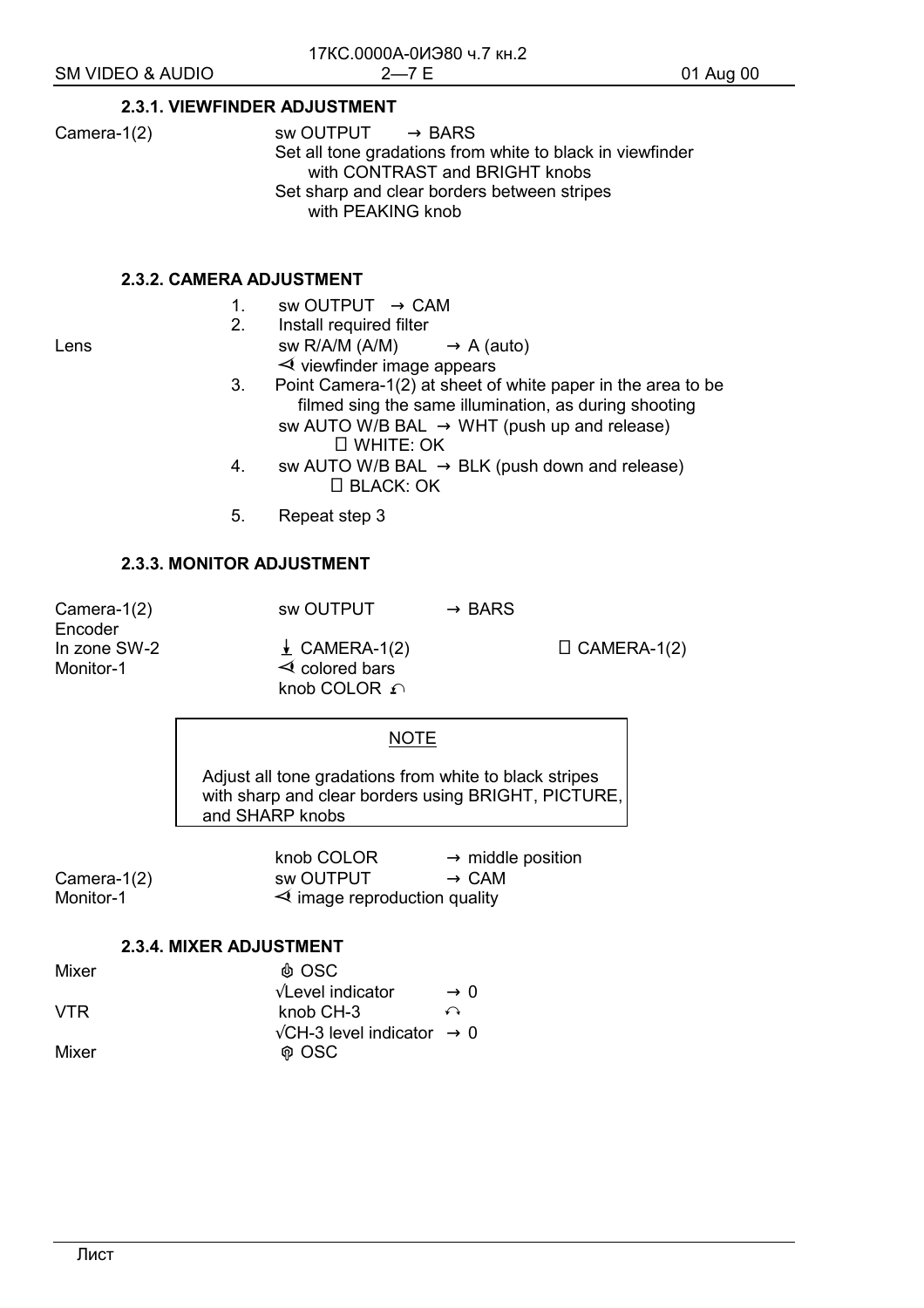### 2.3.1. VIEWFINDER ADJUSTMENT

| | |
|---|---|
| Camera-1(2) | sw OUTPUT → BARS<br>Set all tone gradations from white to black in viewfinder with CONTRAST and BRIGHT knobs<br>Set sharp and clear borders between stripes with PEAKING knob |

### 2.3.2. CAMERA ADJUSTMENT

1. sw OUTPUT → CAM
2. Install required filter

Lens — sw R/A/M (A/M) → A (auto)
⊲ viewfinder image appears

3. Point Camera-1(2) at sheet of white paper in the area to be filmed sing the same illumination, as during shooting
   sw AUTO W/B BAL → WHT (push up and release)
   WHITE: OK
4. sw AUTO W/B BAL → BLK (push down and release)
   BLACK: OK
5. Repeat step 3

### 2.3.3. MONITOR ADJUSTMENT

| | | | |
|---|---|---|---|
| Camera-1(2) | sw OUTPUT | → BARS | |
| Encoder | | | |
| In zone SW-2 | ↓ CAMERA-1(2) | | CAMERA-1(2) |
| Monitor-1 | ⊲ colored bars | | |
| | knob COLOR ↶ | | |

**NOTE**

Adjust all tone gradations from white to black stripes with sharp and clear borders using BRIGHT, PICTURE, and SHARP knobs

| | | |
|---|---|---|
| | knob COLOR | → middle position |
| Camera-1(2) | sw OUTPUT | → CAM |
| Monitor-1 | ⊲ image reproduction quality | |

### 2.3.4. MIXER ADJUSTMENT

| | | |
|---|---|---|
| Mixer | OSC | |
| | √Level indicator | → 0 |
| VTR | knob CH-3 | ↶ |
| | √CH-3 level indicator | → 0 |
| Mixer | OSC | |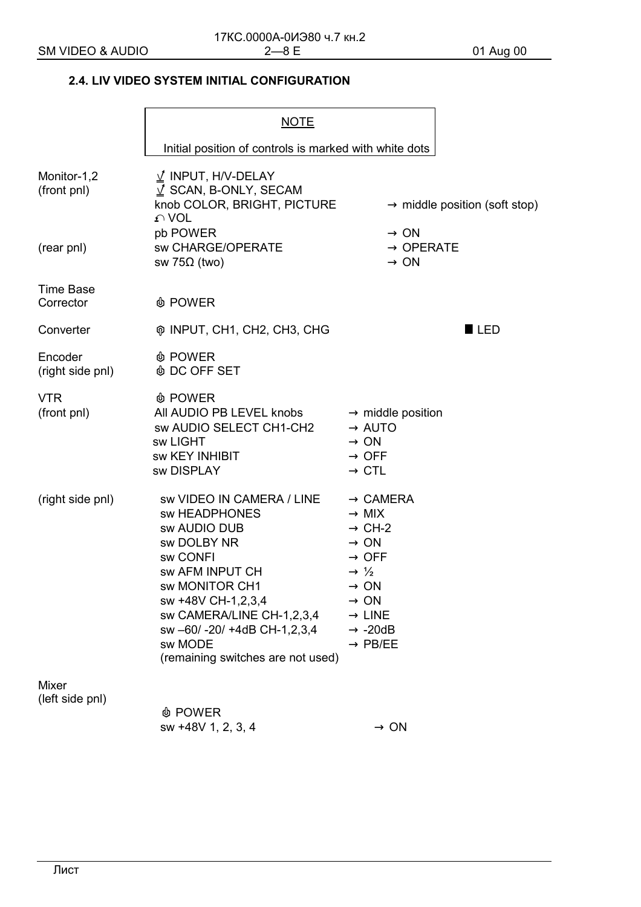## 2.4. LIV VIDEO SYSTEM INITIAL CONFIGURATION

> NOTE
>
> Initial position of controls is marked with white dots

| | | |
|---|---|---|
| Monitor-1,2 (front pnl) | √ INPUT, H/V-DELAY | |
| | √ SCAN, B-ONLY, SECAM | |
| | knob COLOR, BRIGHT, PICTURE | → middle position (soft stop) |
| | ↶ VOL | |
| | pb POWER | → ON |
| (rear pnl) | sw CHARGE/OPERATE | → OPERATE |
| | sw 75Ω (two) | → ON |
| Time Base Corrector | ⏻ POWER | |
| Converter | ⏻ INPUT, CH1, CH2, CH3, CHG | ■ LED |
| Encoder (right side pnl) | ⏻ POWER | |
| | ⏻ DC OFF SET | |
| VTR (front pnl) | ⏻ POWER | |
| | All AUDIO PB LEVEL knobs | → middle position |
| | sw AUDIO SELECT CH1-CH2 | → AUTO |
| | sw LIGHT | → ON |
| | sw KEY INHIBIT | → OFF |
| | sw DISPLAY | → CTL |
| (right side pnl) | sw VIDEO IN CAMERA / LINE | → CAMERA |
| | sw HEADPHONES | → MIX |
| | sw AUDIO DUB | → CH-2 |
| | sw DOLBY NR | → ON |
| | sw CONFI | → OFF |
| | sw AFM INPUT CH | → ½ |
| | sw MONITOR CH1 | → ON |
| | sw +48V CH-1,2,3,4 | → ON |
| | sw CAMERA/LINE CH-1,2,3,4 | → LINE |
| | sw –60/ -20/ +4dB CH-1,2,3,4 | → -20dB |
| | sw MODE | → PB/EE |
| | (remaining switches are not used) | |
| Mixer (left side pnl) | ⏻ POWER | |
| | sw +48V 1, 2, 3, 4 | → ON |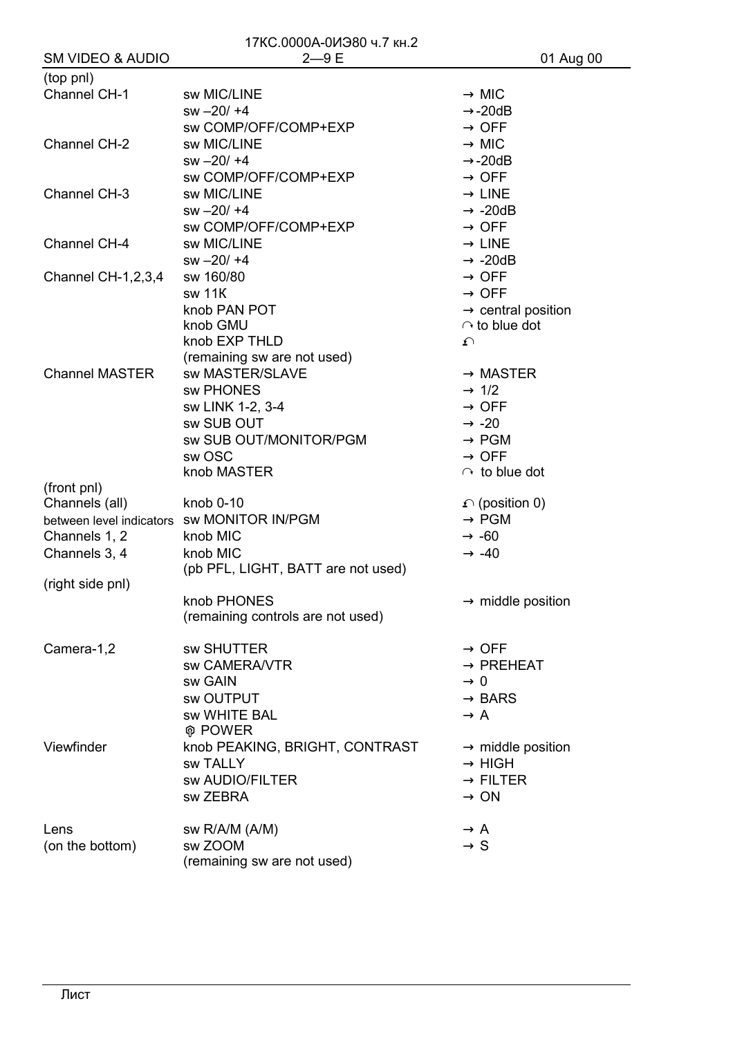| | | |
|---|---|---|
| (top pnl) | | |
| Channel CH-1 | sw MIC/LINE | → MIC |
| | sw –20/ +4 | → -20dB |
| | sw COMP/OFF/COMP+EXP | → OFF |
| Channel CH-2 | sw MIC/LINE | → MIC |
| | sw –20/ +4 | → -20dB |
| | sw COMP/OFF/COMP+EXP | → OFF |
| Channel CH-3 | sw MIC/LINE | → LINE |
| | sw –20/ +4 | → -20dB |
| | sw COMP/OFF/COMP+EXP | → OFF |
| Channel CH-4 | sw MIC/LINE | → LINE |
| | sw –20/ +4 | → -20dB |
| Channel CH-1,2,3,4 | sw 160/80 | → OFF |
| | sw 11K | → OFF |
| | knob PAN POT | → central position |
| | knob GMU | ↷ to blue dot |
| | knob EXP THLD | ↶ |
| | (remaining sw are not used) | |
| Channel MASTER | sw MASTER/SLAVE | → MASTER |
| | sw PHONES | → 1/2 |
| | sw LINK 1-2, 3-4 | → OFF |
| | sw SUB OUT | → -20 |
| | sw SUB OUT/MONITOR/PGM | → PGM |
| | sw OSC | → OFF |
| | knob MASTER | ↷ to blue dot |
| (front pnl) | | |
| Channels (all) | knob 0-10 | ↶ (position 0) |
| between level indicators | sw MONITOR IN/PGM | → PGM |
| Channels 1, 2 | knob MIC | → -60 |
| Channels 3, 4 | knob MIC | → -40 |
| | (pb PFL, LIGHT, BATT are not used) | |
| (right side pnl) | | |
| | knob PHONES | → middle position |
| | (remaining controls are not used) | |
| | | |
| Camera-1,2 | sw SHUTTER | → OFF |
| | sw CAMERA/VTR | → PREHEAT |
| | sw GAIN | → 0 |
| | sw OUTPUT | → BARS |
| | sw WHITE BAL | → A |
| | POWER | |
| Viewfinder | knob PEAKING, BRIGHT, CONTRAST | → middle position |
| | sw TALLY | → HIGH |
| | sw AUDIO/FILTER | → FILTER |
| | sw ZEBRA | → ON |
| | | |
| Lens | sw R/A/M (A/M) | → A |
| (on the bottom) | sw ZOOM | → S |
| | (remaining sw are not used) | |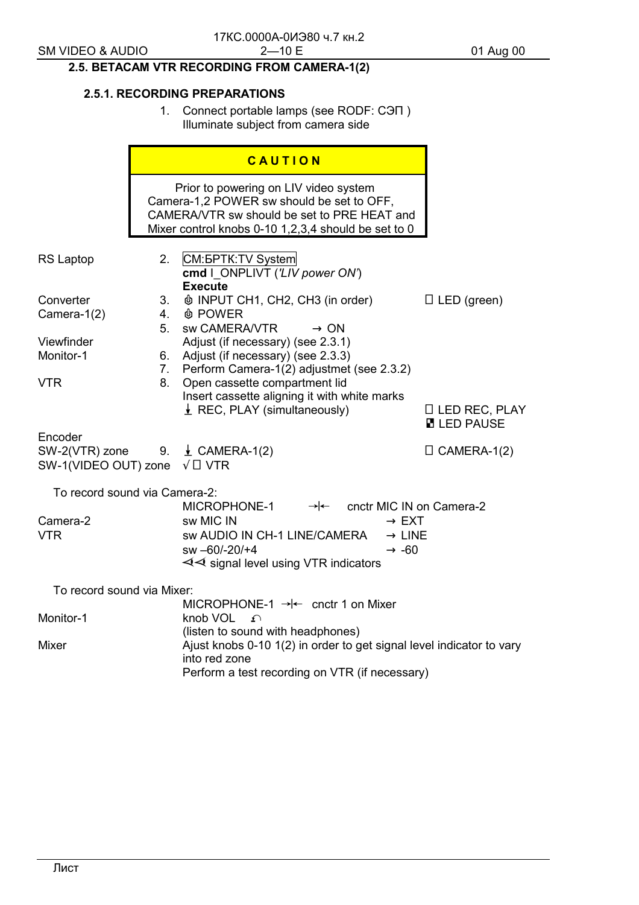## 2.5. BETACAM VTR RECORDING FROM CAMERA-1(2)

### 2.5.1. RECORDING PREPARATIONS

1. Connect portable lamps (see RODF: СЭП )
   Illuminate subject from camera side

| CAUTION |
|---|
| Prior to powering on LIV video system Camera-1,2 POWER sw should be set to OFF, CAMERA/VTR sw should be set to PRE HEAT and Mixer control knobs 0-10 1,2,3,4 should be set to 0 |

| | | | |
|---|---|---|---|
| RS Laptop | 2. | CM:БРТК:TV System<br>**cmd** I_ONPLIVT (*'LIV power ON'*)<br>**Execute** | |
| Converter | 3. | ☝ INPUT CH1, CH2, CH3 (in order) | ☐ LED (green) |
| Camera-1(2) | 4. | ☝ POWER | |
| | 5. | sw CAMERA/VTR → ON | |
| Viewfinder | | Adjust (if necessary) (see 2.3.1) | |
| Monitor-1 | 6. | Adjust (if necessary) (see 2.3.3) | |
| | 7. | Perform Camera-1(2) adjustmet (see 2.3.2) | |
| VTR | 8. | Open cassette compartment lid<br>Insert cassette aligning it with white marks<br>↓ REC, PLAY (simultaneously) | ☐ LED REC, PLAY<br>◧ LED PAUSE |
| Encoder<br>SW-2(VTR) zone | 9. | ↓ CAMERA-1(2) | ☐ CAMERA-1(2) |
| SW-1(VIDEO OUT) zone | | √☐ VTR | |

To record sound via Camera-2:

| | | |
|---|---|---|
| | MICROPHONE-1 →\|← cnctr MIC IN on Camera-2 | |
| Camera-2 | sw MIC IN | → EXT |
| VTR | sw AUDIO IN CH-1 LINE/CAMERA | → LINE |
| | sw –60/-20/+4 | → -60 |
| | ⊲⊲ signal level using VTR indicators | |

To record sound via Mixer:

| | |
|---|---|
| | MICROPHONE-1 →\|← cnctr 1 on Mixer |
| Monitor-1 | knob VOL ↶<br>(listen to sound with headphones) |
| Mixer | Ajust knobs 0-10 1(2) in order to get signal level indicator to vary into red zone<br>Perform a test recording on VTR (if necessary) |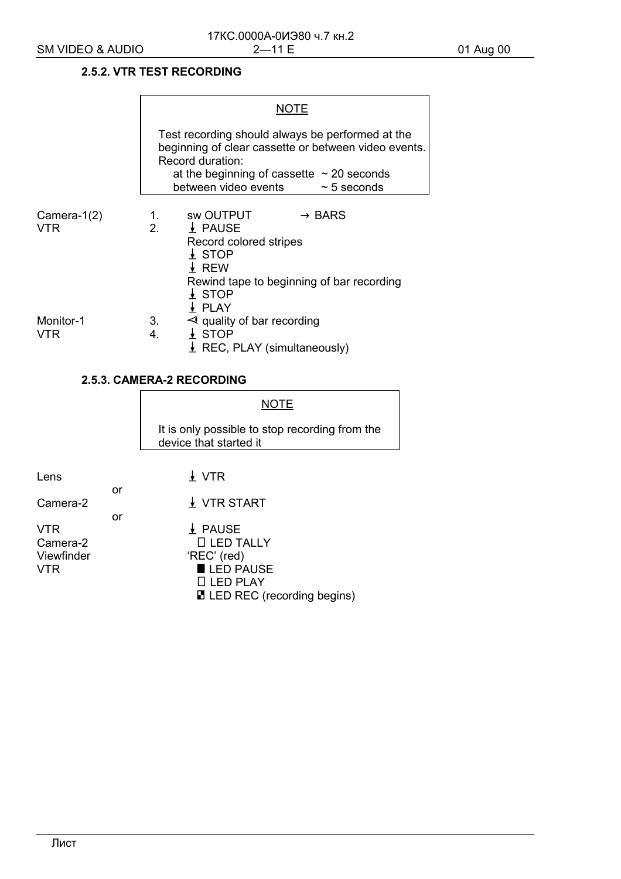### 2.5.2. VTR TEST RECORDING

> **NOTE**
>
> Test recording should always be performed at the beginning of clear cassette or between video events.
> Record duration:
> at the beginning of cassette ~ 20 seconds
> between video events ~ 5 seconds

| | | |
|---|---|---|
| Camera-1(2) | 1. | sw OUTPUT → BARS |
| VTR | 2. | ⭳ PAUSE<br>Record colored stripes<br>⭳ STOP<br>⭳ REW<br>Rewind tape to beginning of bar recording<br>⭳ STOP<br>⭳ PLAY |
| Monitor-1 | 3. | ⊲ quality of bar recording |
| VTR | 4. | ⭳ STOP<br>⭳ REC, PLAY (simultaneously) |

### 2.5.3. CAMERA-2 RECORDING

> **NOTE**
>
> It is only possible to stop recording from the device that started it

| | |
|---|---|
| Lens | ⭳ VTR |
| or | |
| Camera-2 | ⭳ VTR START |
| or | |
| VTR | ⭳ PAUSE |
| Camera-2 | □ LED TALLY |
| Viewfinder | 'REC' (red) |
| VTR | ■ LED PAUSE<br>□ LED PLAY<br>◩ LED REC (recording begins) |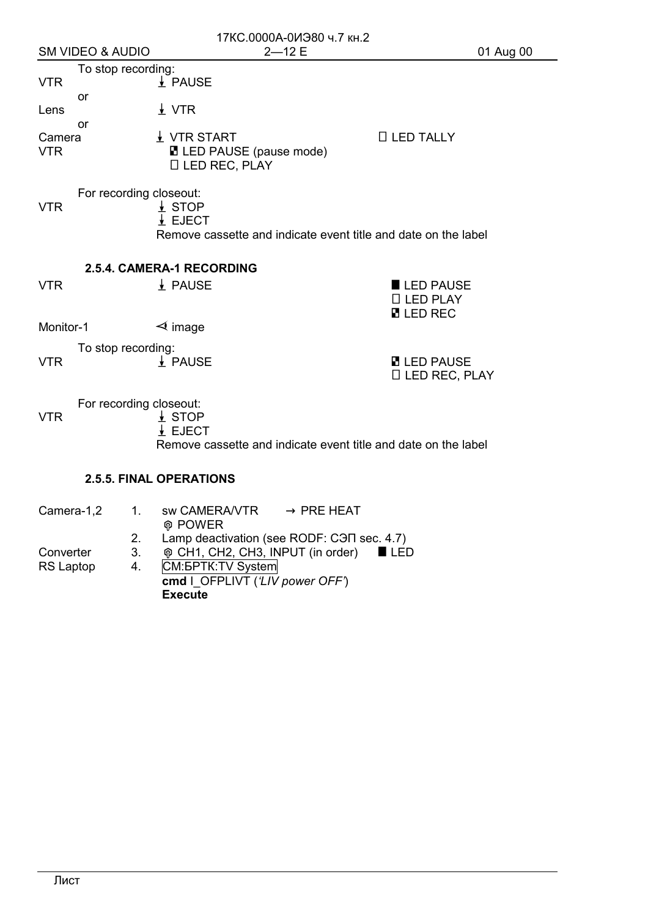To stop recording:

| | | |
|---|---|---|
| VTR | ⭳ PAUSE | |
| or | | |
| Lens | ⭳ VTR | |
| or | | |
| Camera | ⭳ VTR START | ☐ LED TALLY |
| VTR | ◪ LED PAUSE (pause mode)<br>☐ LED REC, PLAY | |

For recording closeout:

| | | |
|---|---|---|
| VTR | ⭳ STOP<br>⭳ EJECT<br>Remove cassette and indicate event title and date on the label | |

### 2.5.4. CAMERA-1 RECORDING

| | | |
|---|---|---|
| VTR | ⭳ PAUSE | ■ LED PAUSE<br>☐ LED PLAY<br>◪ LED REC |
| Monitor-1 | ⊲ image | |

To stop recording:

| | | |
|---|---|---|
| VTR | ⭳ PAUSE | ◪ LED PAUSE<br>☐ LED REC, PLAY |

For recording closeout:

| | | |
|---|---|---|
| VTR | ⭳ STOP<br>⭳ EJECT<br>Remove cassette and indicate event title and date on the label | |

### 2.5.5. FINAL OPERATIONS

| | | | |
|---|---|---|---|
| Camera-1,2 | 1. | sw CAMERA/VTR → PRE HEAT<br>⊕ POWER | |
| | 2. | Lamp deactivation (see RODF: СЭП sec. 4.7) | |
| Converter | 3. | ⊕ CH1, CH2, CH3, INPUT (in order) | ■ LED |
| RS Laptop | 4. | СМ:БРТК:TV System<br>**cmd** I_OFPLIVT (*'LIV power OFF'*)<br>**Execute** | |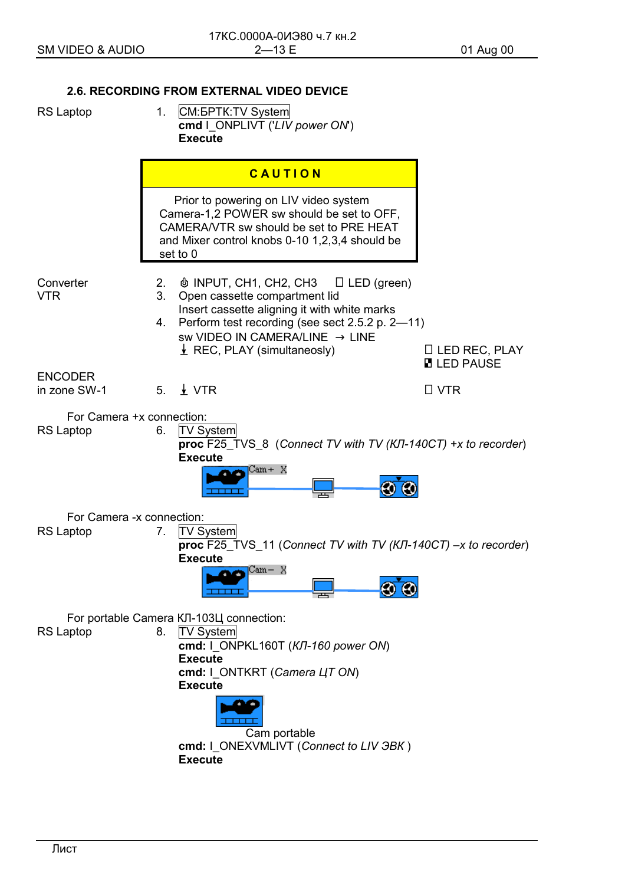## 2.6. RECORDING FROM EXTERNAL VIDEO DEVICE

RS Laptop

1. CM:БРТК:TV System
   **cmd** I_ONPLIVT (*'LIV power ON'*)
   **Execute**

| CAUTION |
|---|
| Prior to powering on LIV video system Camera-1,2 POWER sw should be set to OFF, CAMERA/VTR sw should be set to PRE HEAT and Mixer control knobs 0-10 1,2,3,4 should be set to 0 |

Converter
VTR

2. INPUT, CH1, CH2, CH3 — LED (green)
3. Open cassette compartment lid
   Insert cassette aligning it with white marks
4. Perform test recording (see sect 2.5.2 p. 2—11)
   sw VIDEO IN CAMERA/LINE → LINE
   REC, PLAY (simultaneosly) — LED REC, PLAY; LED PAUSE

ENCODER
in zone SW-1

5. VTR — VTR

For Camera +x connection:

RS Laptop

6. TV System
   **proc** F25_TVS_8 (*Connect TV with TV (КЛ-140СТ) +x to recorder*)
   **Execute**

Cam+ X

For Camera -x connection:

RS Laptop

7. TV System
   **proc** F25_TVS_11 (*Connect TV with TV (КЛ-140СТ) –x to recorder*)
   **Execute**

Cam– X

For portable Camera КЛ-103Ц connection:

RS Laptop

8. TV System
   **cmd:** I_ONPKL160T (*КЛ-160 power ON*)
   **Execute**
   **cmd:** I_ONTKRT (*Camera ЦТ ON*)
   **Execute**

   Cam portable

   **cmd:** I_ONEXVMLIVT (*Connect to LIV ЭВК* )
   **Execute**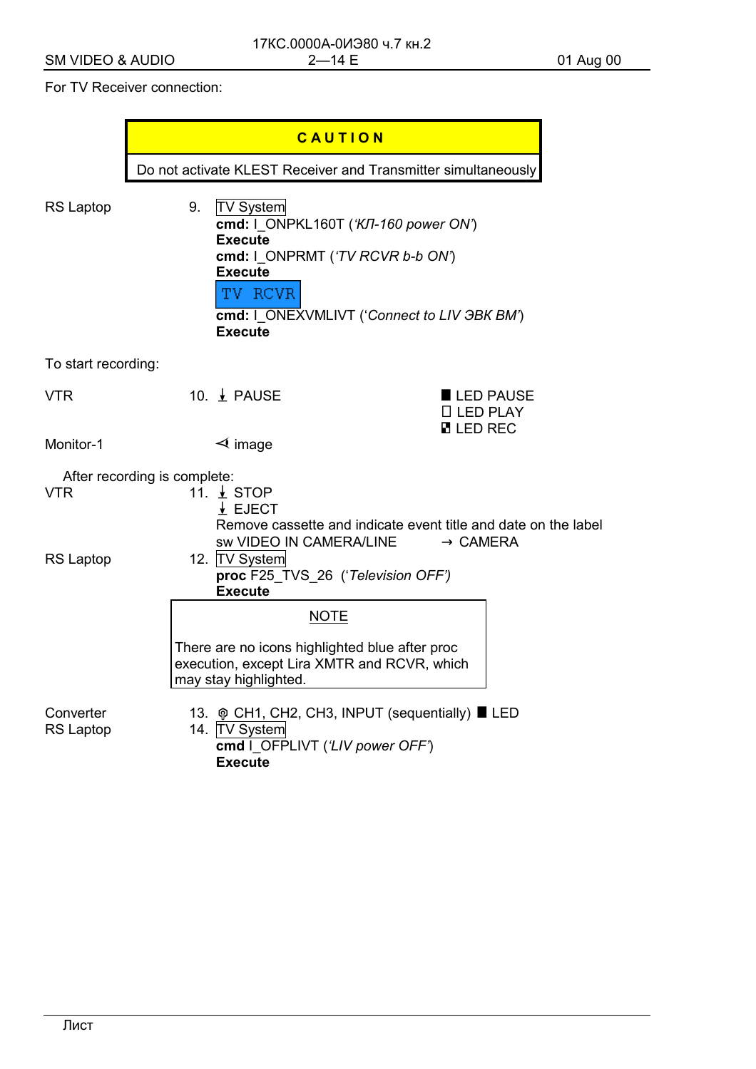For TV Receiver connection:

| CAUTION |
|---|
| Do not activate KLEST Receiver and Transmitter simultaneously |

RS Laptop

9. TV System
   **cmd:** I_ONPKL160T (*'КЛ-160 power ON'*)
   **Execute**
   **cmd:** I_ONPRMT (*'TV RCVR b-b ON'*)
   **Execute**
   TV RCVR
   **cmd:** I_ONEXVMLIVT (*'Connect to LIV ЭВК ВМ'*)
   **Execute**

To start recording:

VTR

10. ↓ PAUSE — ■ LED PAUSE, □ LED PLAY, ◪ LED REC

Monitor-1 — ⊲ image

After recording is complete:

VTR

11. ↓ STOP
    ↓ EJECT
    Remove cassette and indicate event title and date on the label
    sw VIDEO IN CAMERA/LINE → CAMERA

RS Laptop

12. TV System
    **proc** F25_TVS_26 (*'Television OFF'*)
    **Execute**

> NOTE
>
> There are no icons highlighted blue after proc execution, except Lira XMTR and RCVR, which may stay highlighted.

Converter

13. CH1, CH2, CH3, INPUT (sequentially) ■ LED

RS Laptop

14. TV System
    **cmd** I_OFPLIVT (*'LIV power OFF'*)
    **Execute**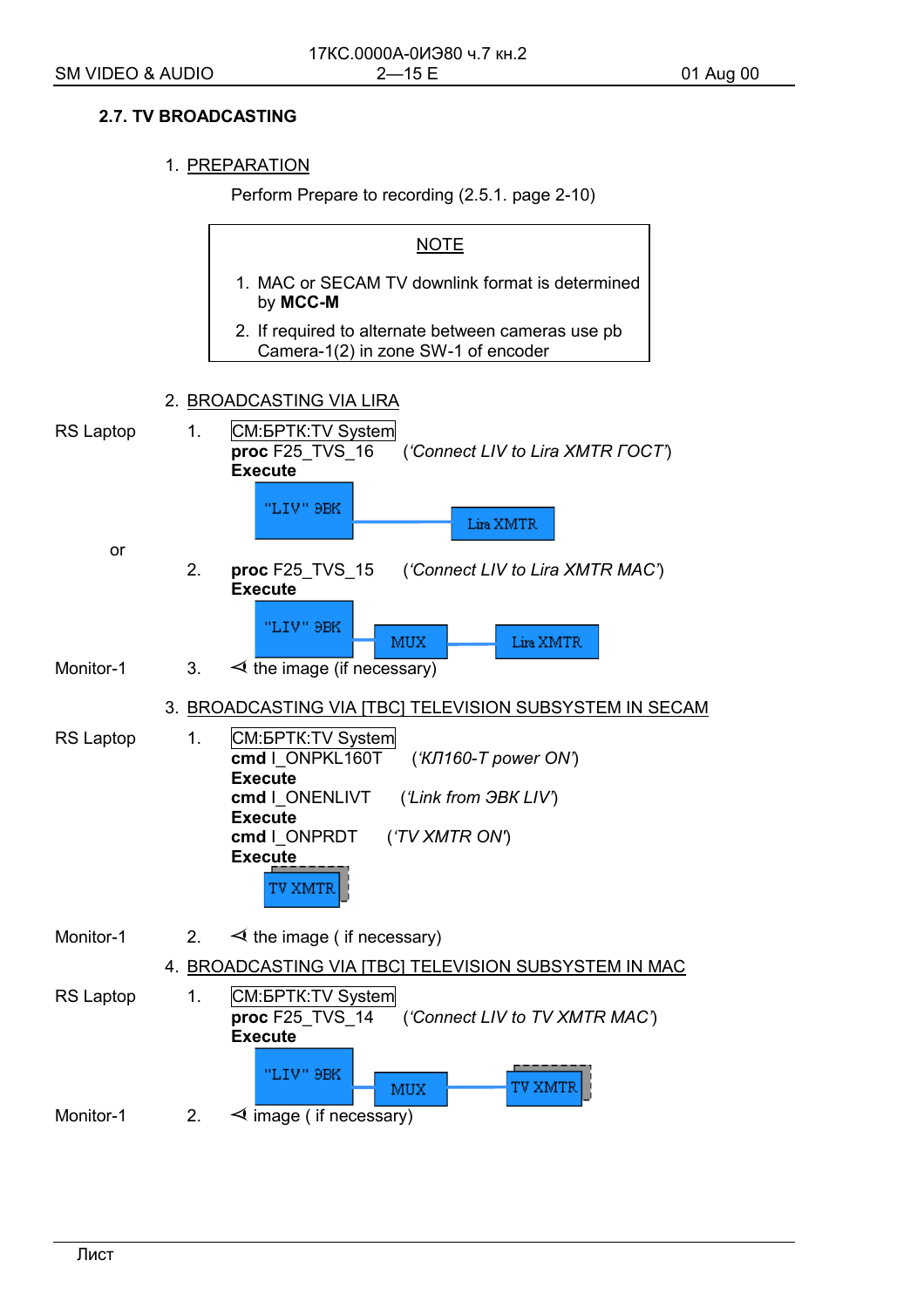## 2.7. TV BROADCASTING

1. PREPARATION

   Perform Prepare to recording (2.5.1. page 2-10)

> **NOTE**
>
> 1. MAC or SECAM TV downlink format is determined by **MCC-M**
> 2. If required to alternate between cameras use pb Camera-1(2) in zone SW-1 of encoder

2. BROADCASTING VIA LIRA

RS Laptop

1. CM:БРТК:TV System
   **proc** F25_TVS_16 (*'Connect LIV to Lira XMTR ГОСТ'*)
   **Execute**

   "LIV" ЭВК — Lira XMTR

or

2. **proc** F25_TVS_15 (*'Connect LIV to Lira XMTR MAC'*)
   **Execute**

   "LIV" ЭВК — MUX — Lira XMTR

Monitor-1

3. ⊲ the image (if necessary)

3. BROADCASTING VIA [TBC] TELEVISION SUBSYSTEM IN SECAM

RS Laptop

1. CM:БРТК:TV System
   **cmd** I_ONPKL160T (*'КЛ160-Т power ON'*)
   **Execute**
   **cmd** I_ONENLIVT (*'Link from ЭВК LIV'*)
   **Execute**
   **cmd** I_ONPRDT (*'TV XMTR ON'*)
   **Execute**

   TV XMTR

Monitor-1

2. ⊲ the image ( if necessary)

4. BROADCASTING VIA [TBC] TELEVISION SUBSYSTEM IN MAC

RS Laptop

1. CM:БРТК:TV System
   **proc** F25_TVS_14 (*'Connect LIV to TV XMTR MAC'*)
   **Execute**

   "LIV" ЭВК — MUX — TV XMTR

Monitor-1

2. ⊲ image ( if necessary)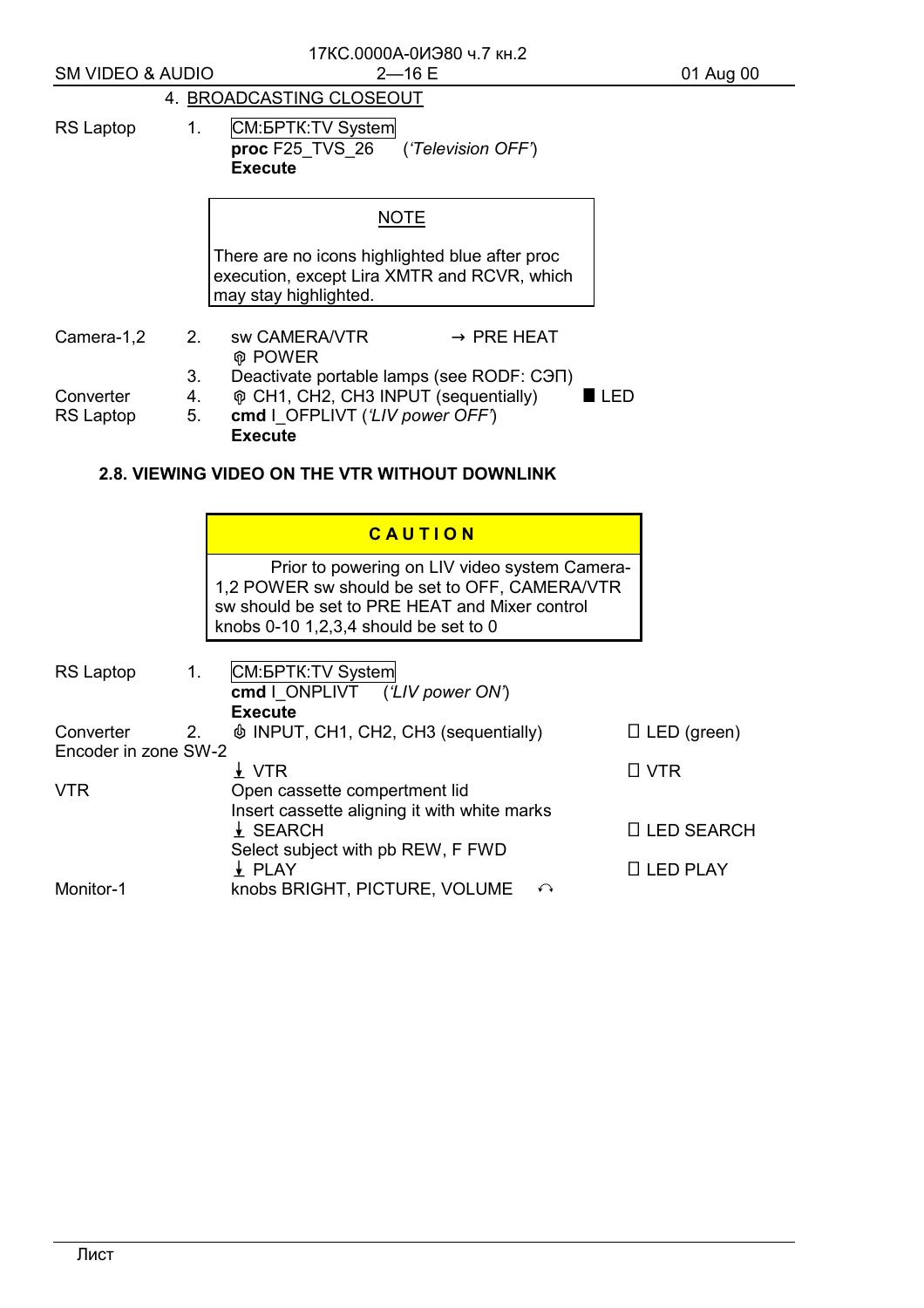4. BROADCASTING CLOSEOUT

| | | | |
|---|---|---|---|
| RS Laptop | 1. | CM:БРТК:TV System<br>**proc** F25_TVS_26 (*'Television OFF'*)<br>**Execute** | |

> NOTE
>
> There are no icons highlighted blue after proc execution, except Lira XMTR and RCVR, which may stay highlighted.

| | | | |
|---|---|---|---|
| Camera-1,2 | 2. | sw CAMERA/VTR → PRE HEAT<br>POWER | |
| | 3. | Deactivate portable lamps (see RODF: СЭП) | |
| Converter | 4. | CH1, CH2, CH3 INPUT (sequentially) | ■ LED |
| RS Laptop | 5. | **cmd** I_OFFPLIVT (*'LIV power OFF'*)<br>**Execute** | |

### 2.8. VIEWING VIDEO ON THE VTR WITHOUT DOWNLINK

> **CAUTION**
>
> Prior to powering on LIV video system Camera-1,2 POWER sw should be set to OFF, CAMERA/VTR sw should be set to PRE HEAT and Mixer control knobs 0-10 1,2,3,4 should be set to 0

| | | | |
|---|---|---|---|
| RS Laptop | 1. | CM:БРТК:TV System<br>**cmd** I_ONPLIVT (*'LIV power ON'*)<br>**Execute** | |
| Converter | 2. | INPUT, CH1, CH2, CH3 (sequentially) | □ LED (green) |
| Encoder in zone SW-2 | | ↓ VTR | □ VTR |
| VTR | | Open cassette compertment lid<br>Insert cassette aligning it with white marks | |
| | | ↓ SEARCH | □ LED SEARCH |
| | | Select subject with pb REW, F FWD | |
| | | ↓ PLAY | □ LED PLAY |
| Monitor-1 | | knobs BRIGHT, PICTURE, VOLUME ↶ | |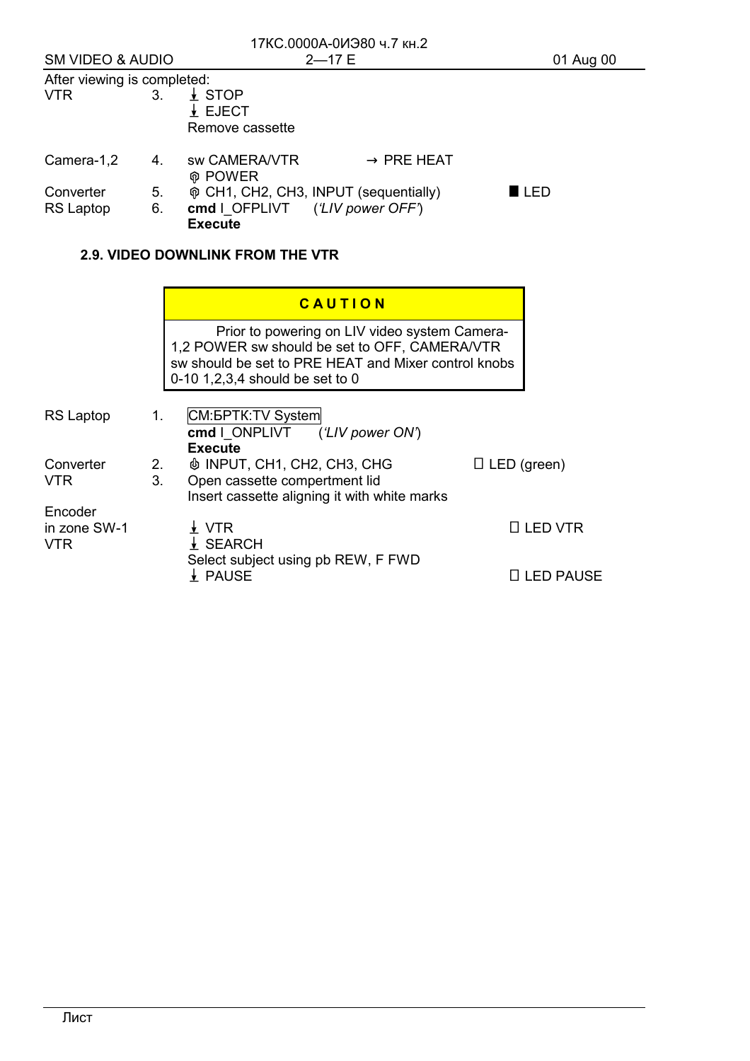After viewing is completed:

| | | | | |
|---|---|---|---|---|
| VTR | 3. | ⭳ STOP<br>⭳ EJECT<br>Remove cassette | | |
| Camera-1,2 | 4. | sw CAMERA/VTR<br>POWER | → PRE HEAT | |
| Converter | 5. | CH1, CH2, CH3, INPUT (sequentially) | | ■ LED |
| RS Laptop | 6. | **cmd** I_OFPLIVT<br>**Execute** | (*'LIV power OFF'*) | |

### 2.9. VIDEO DOWNLINK FROM THE VTR

| **C A U T I O N** |
|---|
| Prior to powering on LIV video system Camera-1,2 POWER sw should be set to OFF, CAMERA/VTR sw should be set to PRE HEAT and Mixer control knobs 0-10 1,2,3,4 should be set to 0 |

| | | | | |
|---|---|---|---|---|
| RS Laptop | 1. | CM:БРТК:TV System<br>**cmd** I_ONPLIVT<br>**Execute** | (*'LIV power ON'*) | |
| Converter | 2. | INPUT, CH1, CH2, CH3, CHG | | ☐ LED (green) |
| VTR | 3. | Open cassette compertment lid<br>Insert cassette aligning it with white marks | | |
| Encoder in zone SW-1 | | ⭳ VTR | | ☐ LED VTR |
| VTR | | ⭳ SEARCH<br>Select subject using pb REW, F FWD<br>⭳ PAUSE | | ☐ LED PAUSE |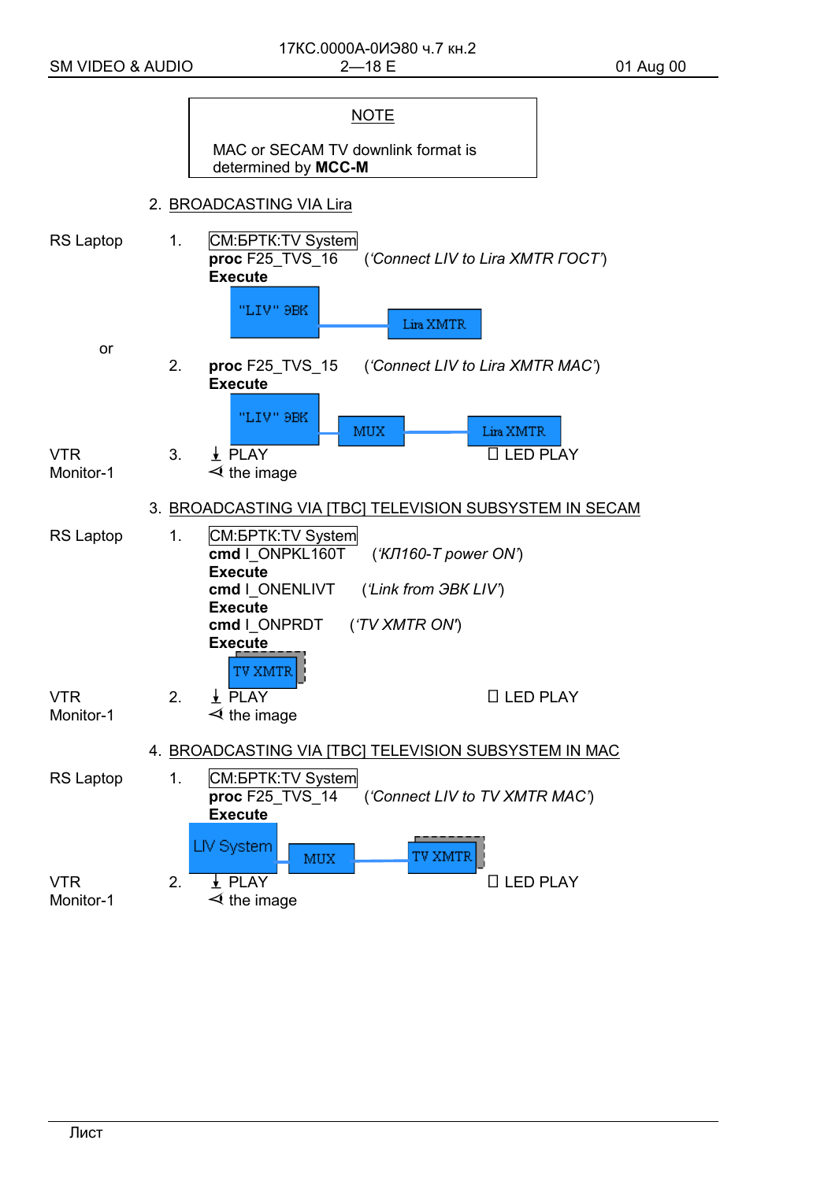> **NOTE**
>
> MAC or SECAM TV downlink format is determined by **MCC-M**

2. BROADCASTING VIA Lira

RS Laptop

1. CM:БРТК:TV System
   **proc** F25_TVS_16 (*'Connect LIV to Lira XMTR ГОСТ'*)
   **Execute**

   "LIV" ЭВК — Lira XMTR

or

2. **proc** F25_TVS_15 (*'Connect LIV to Lira XMTR MAC'*)
   **Execute**

   "LIV" ЭВК — MUX — Lira XMTR

VTR Monitor-1

3. ↓ PLAY ☐ LED PLAY
   ⊲ the image

3. BROADCASTING VIA [TBC] TELEVISION SUBSYSTEM IN SECAM

RS Laptop

1. CM:БРТК:TV System
   **cmd** I_ONPKL160T (*'КЛ160-Т power ON'*)
   **Execute**
   **cmd** I_ONENLIVT (*'Link from ЭВК LIV'*)
   **Execute**
   **cmd** I_ONPRDT (*'TV XMTR ON'*)
   **Execute**

   TV XMTR

VTR Monitor-1

2. ↓ PLAY ☐ LED PLAY
   ⊲ the image

4. BROADCASTING VIA [TBC] TELEVISION SUBSYSTEM IN MAC

RS Laptop

1. CM:БРТК:TV System
   **proc** F25_TVS_14 (*'Connect LIV to TV XMTR MAC'*)
   **Execute**

   LIV System — MUX — TV XMTR

VTR Monitor-1

2. ↓ PLAY ☐ LED PLAY
   ⊲ the image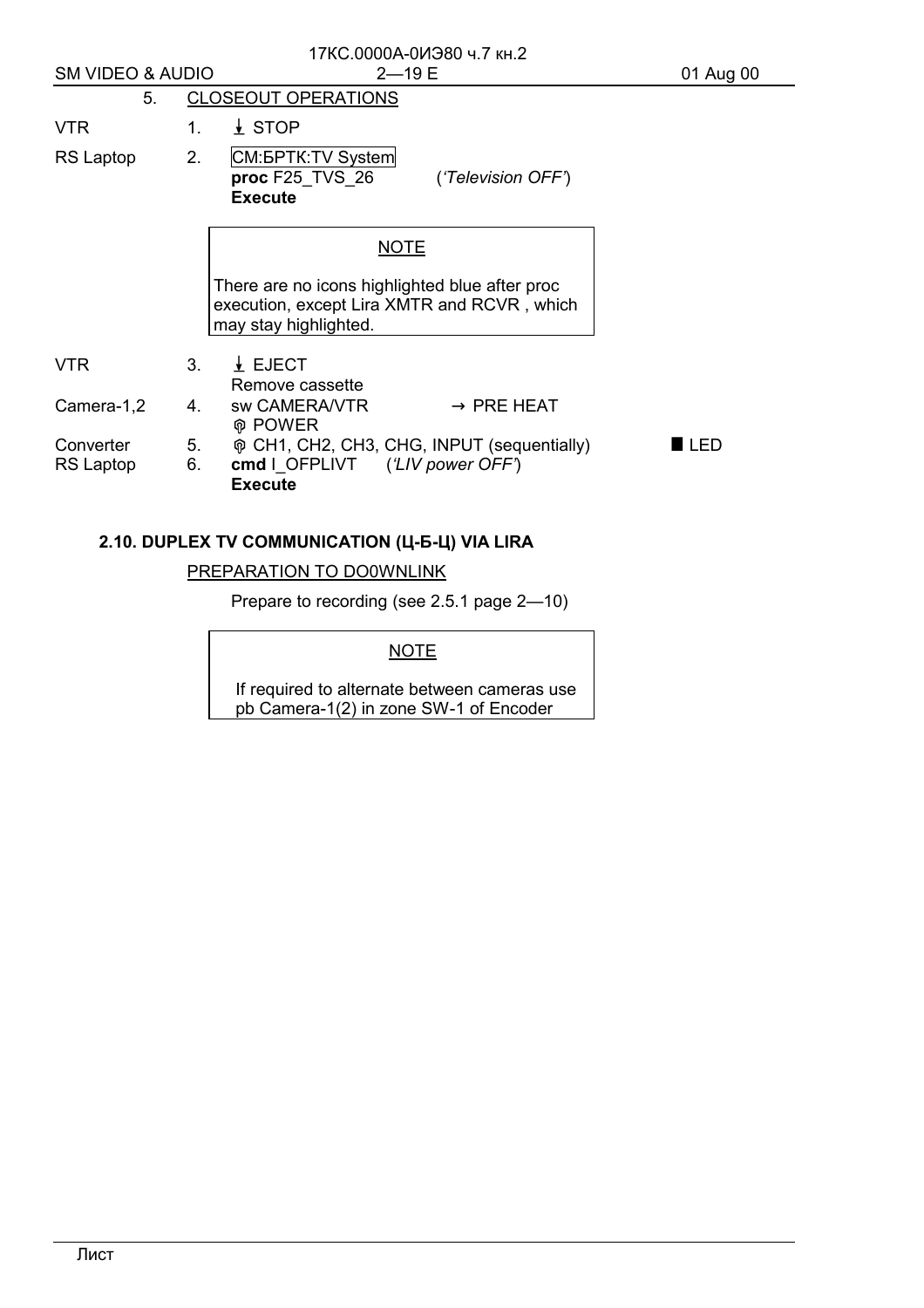5. CLOSEOUT OPERATIONS

| | | | |
|---|---|---|---|
| VTR | 1. | ⭳ STOP | |
| RS Laptop | 2. | СМ:БРТК:TV System<br>**proc** F25_TVS_26 (*'Television OFF'*)<br>**Execute** | |

> NOTE
>
> There are no icons highlighted blue after proc execution, except Lira XMTR and RCVR , which may stay highlighted.

| | | | |
|---|---|---|---|
| VTR | 3. | ⭳ EJECT<br>Remove cassette | |
| Camera-1,2 | 4. | sw CAMERA/VTR → PRE HEAT<br>⦻ POWER | |
| Converter | 5. | ⦻ CH1, CH2, CH3, CHG, INPUT (sequentially) | ■ LED |
| RS Laptop | 6. | **cmd** I_OFPLIVT (*'LIV power OFF'*)<br>**Execute** | |

## 2.10. DUPLEX TV COMMUNICATION (Ц-Б-Ц) VIA LIRA

PREPARATION TO DO0WNLINK

Prepare to recording (see 2.5.1 page 2—10)

> NOTE
>
> If required to alternate between cameras use pb Camera-1(2) in zone SW-1 of Encoder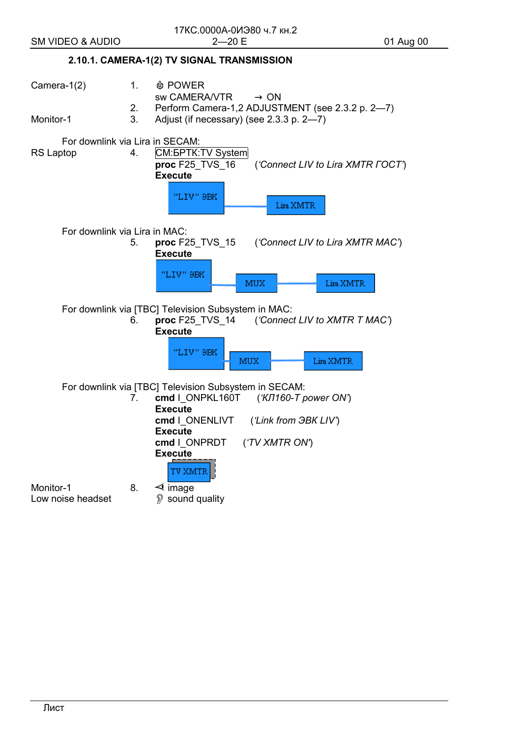### 2.10.1. CAMERA-1(2) TV SIGNAL TRANSMISSION

Camera-1(2)

1. ☝ POWER
   sw CAMERA/VTR → ON
2. Perform Camera-1,2 ADJUSTMENT (see 2.3.2 p. 2—7)

Monitor-1

3. Adjust (if necessary) (see 2.3.3 p. 2—7)

For downlink via Lira in SECAM:

RS Laptop

4. CM:БРТК:TV System
   **proc** F25_TVS_16 (*'Connect LIV to Lira XMTR ГОСТ'*)
   **Execute**

   "LIV" ЭВК — Lira XMTR

For downlink via Lira in MAC:

5. **proc** F25_TVS_15 (*'Connect LIV to Lira XMTR MAC'*)
   **Execute**

   "LIV" ЭВК — MUX — Lira XMTR

For downlink via [TBC] Television Subsystem in MAC:

6. **proc** F25_TVS_14 (*'Connect LIV to XMTR T MAC'*)
   **Execute**

   "LIV" ЭВК — MUX — Lira XMTR

For downlink via [TBC] Television Subsystem in SECAM:

7. **cmd** I_ONPKL160T (*'КЛ160-Т power ON'*)
   **Execute**
   **cmd** I_ONENLIVT (*'Link from ЭВК LIV'*)
   **Execute**
   **cmd** I_ONPRDT (*'TV XMTR ON'*)
   **Execute**

   TV XMTR

Monitor-1
Low noise headset

8. ⊲ image
   👂 sound quality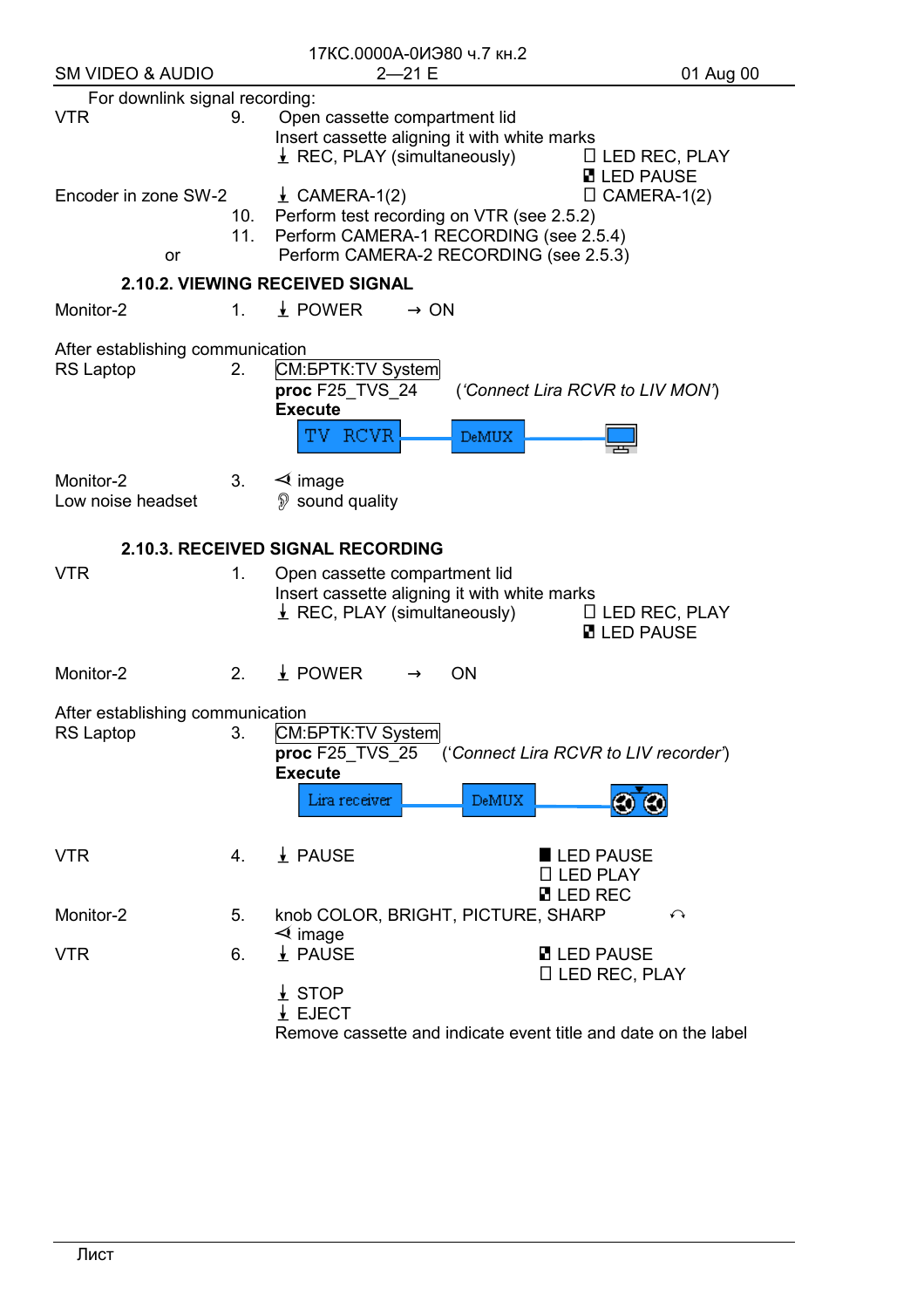For downlink signal recording:

| | | | |
|---|---|---|---|
| VTR | 9. | Open cassette compartment lid<br>Insert cassette aligning it with white marks<br>⭳ REC, PLAY (simultaneously) | ☐ LED REC, PLAY<br>◪ LED PAUSE |
| Encoder in zone SW-2 | | ⭳ CAMERA-1(2) | ☐ CAMERA-1(2) |
| | 10. | Perform test recording on VTR (see 2.5.2) | |
| | 11. | Perform CAMERA-1 RECORDING (see 2.5.4) | |
| or | | Perform CAMERA-2 RECORDING (see 2.5.3) | |

### 2.10.2. VIEWING RECEIVED SIGNAL

| | | | |
|---|---|---|---|
| Monitor-2 | 1. | ⭳ POWER → ON | |

After establishing communication

| | | | |
|---|---|---|---|
| RS Laptop | 2. | CM:БРТК:TV System<br>**proc** F25_TVS_24<br>**Execute**<br>TV RCVR — DeMUX — [monitor] | (*'Connect Lira RCVR to LIV MON'*) |
| Monitor-2 | 3. | ⊲ image | |
| Low noise headset | | sound quality | |

### 2.10.3. RECEIVED SIGNAL RECORDING

| | | | |
|---|---|---|---|
| VTR | 1. | Open cassette compartment lid<br>Insert cassette aligning it with white marks<br>⭳ REC, PLAY (simultaneously) | ☐ LED REC, PLAY<br>◪ LED PAUSE |
| Monitor-2 | 2. | ⭳ POWER → ON | |

After establishing communication

| | | | |
|---|---|---|---|
| RS Laptop | 3. | CM:БРТК:TV System<br>**proc** F25_TVS_25<br>**Execute**<br>Lira receiver — DeMUX — [recorder] | (*'Connect Lira RCVR to LIV recorder'*) |
| VTR | 4. | ⭳ PAUSE | ■ LED PAUSE<br>☐ LED PLAY<br>◪ LED REC |
| Monitor-2 | 5. | knob COLOR, BRIGHT, PICTURE, SHARP ↶<br>⊲ image | |
| VTR | 6. | ⭳ PAUSE | ◪ LED PAUSE<br>☐ LED REC, PLAY |
| | | ⭳ STOP<br>⭳ EJECT<br>Remove cassette and indicate event title and date on the label | |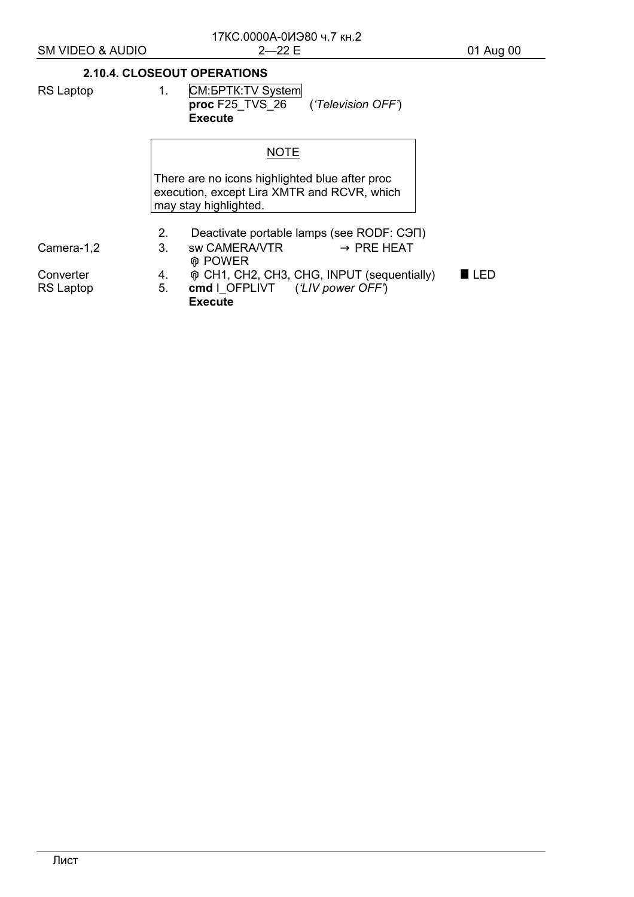### 2.10.4. CLOSEOUT OPERATIONS

| | | | |
|---|---|---|---|
| RS Laptop | 1. | СМ:БРТК:TV System<br>**proc** F25_TVS_26 (*'Television OFF'*)<br>**Execute** | |

> NOTE
>
> There are no icons highlighted blue after proc execution, except Lira XMTR and RCVR, which may stay highlighted.

| | | | |
|---|---|---|---|
| | 2. | Deactivate portable lamps (see RODF: СЭП) | |
| Camera-1,2 | 3. | sw CAMERA/VTR → PRE HEAT<br>POWER | |
| Converter | 4. | CH1, CH2, CH3, CHG, INPUT (sequentially) | ■ LED |
| RS Laptop | 5. | **cmd** I_OFPLIVT (*'LIV power OFF'*)<br>**Execute** | |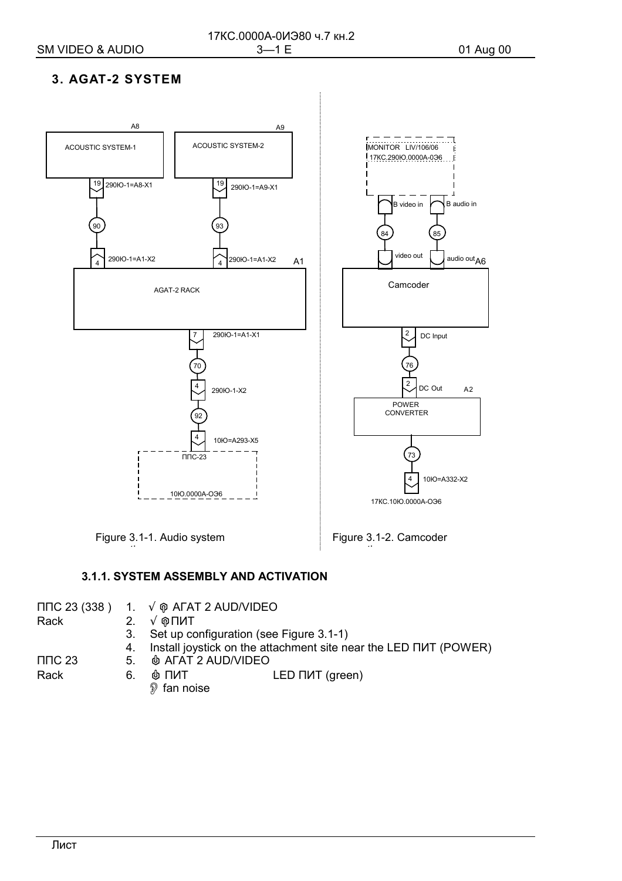# 3. AGAT-2 SYSTEM

A8

ACOUSTIC SYSTEM-1

19 290Ю-1=A8-X1

90

4 290Ю-1=A1-X2

A9

ACOUSTIC SYSTEM-2

19 290Ю-1=A9-X1

93

4 290Ю-1=A1-X2

A1

AGAT-2 RACK

7 290Ю-1=A1-X1

70

4 290Ю-1-X2

92

4 10Ю=A293-X5

ППС-23

10Ю.0000А-ОЭ6

Figure 3.1-1. Audio system

MONITOR LIV/106/06

17КС.290Ю.0000А-ОЭ6

B video in

B audio in

84

85

video out

audio out A6

Camcoder

2 DC Input

76

2 DC Out A2

POWER CONVERTER

73

4 10Ю=A332-X2

17КС.10Ю.0000А-ОЭ6

Figure 3.1-2. Camcoder

### 3.1.1. SYSTEM ASSEMBLY AND ACTIVATION

| | | |
|---|---|---|
| ППС 23 (338 ) | 1. √ ⊕ АГАТ 2 AUD/VIDEO | |
| Rack | 2. √ ⊕ ПИТ | |
| | 3. Set up configuration (see Figure 3.1-1) | |
| | 4. Install joystick on the attachment site near the LED ПИТ (POWER) | |
| ППС 23 | 5. ⊕ АГАТ 2 AUD/VIDEO | |
| Rack | 6. ⊕ ПИТ | LED ПИТ (green) |
| | fan noise | |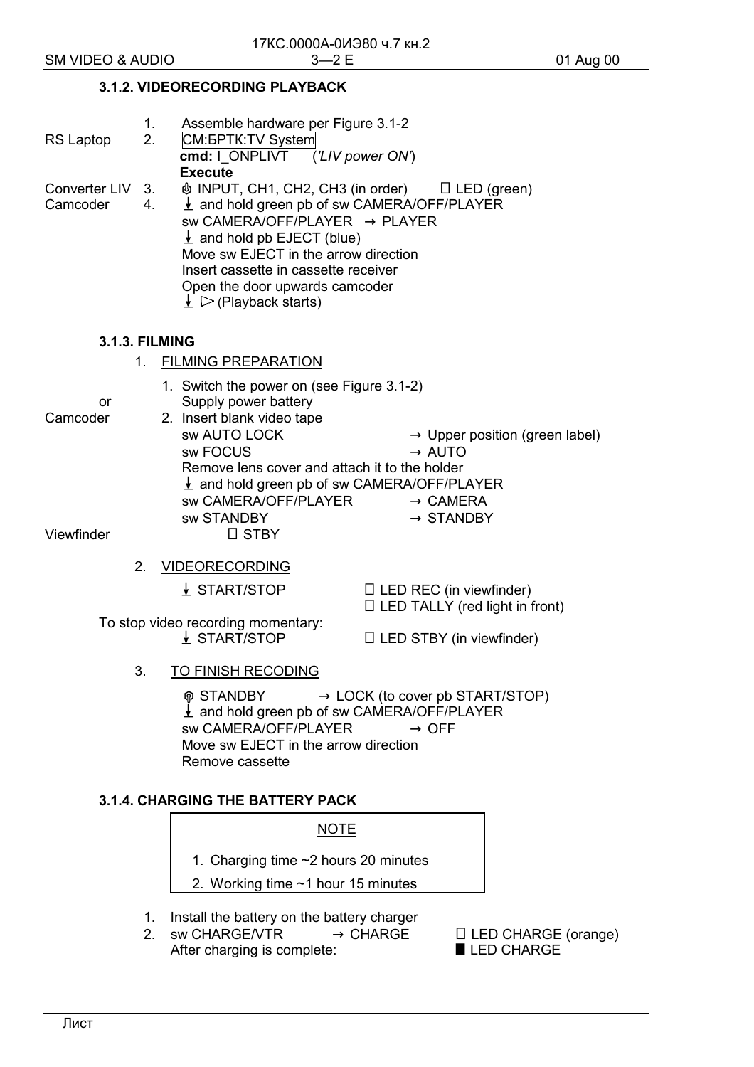### 3.1.2. VIDEORECORDING PLAYBACK

| | | |
|---|---|---|
| | 1. | Assemble hardware per Figure 3.1-2 |
| RS Laptop | 2. | СМ:БРТК:TV System<br>**cmd:** I_ONPLIVT (*'LIV power ON'*)<br>**Execute** |
| Converter LIV | 3. | ⊕ INPUT, CH1, CH2, CH3 (in order) □ LED (green) |
| Camcoder | 4. | ↓ and hold green pb of sw CAMERA/OFF/PLAYER<br>sw CAMERA/OFF/PLAYER → PLAYER<br>↓ and hold pb EJECT (blue)<br>Move sw EJECT in the arrow direction<br>Insert cassette in cassette receiver<br>Open the door upwards camcoder<br>↓ ▷ (Playback starts) |

### 3.1.3. FILMING

1. FILMING PREPARATION

| | |
|---|---|
| | 1. Switch the power on (see Figure 3.1-2) |
| or | Supply power battery |
| Camcoder | 2. Insert blank video tape<br>sw AUTO LOCK → Upper position (green label)<br>sw FOCUS → AUTO<br>Remove lens cover and attach it to the holder<br>↓ and hold green pb of sw CAMERA/OFF/PLAYER<br>sw CAMERA/OFF/PLAYER → CAMERA<br>sw STANDBY → STANDBY |
| Viewfinder | □ STBY |

2. VIDEORECORDING

↓ START/STOP — □ LED REC (in viewfinder), □ LED TALLY (red light in front)

To stop video recording momentary:

↓ START/STOP — □ LED STBY (in viewfinder)

3. TO FINISH RECODING

⊕ STANDBY → LOCK (to cover pb START/STOP)
↓ and hold green pb of sw CAMERA/OFF/PLAYER
sw CAMERA/OFF/PLAYER → OFF
Move sw EJECT in the arrow direction
Remove cassette

### 3.1.4. CHARGING THE BATTERY PACK

> NOTE
>
> 1. Charging time ~2 hours 20 minutes
> 2. Working time ~1 hour 15 minutes

1. Install the battery on the battery charger
2. sw CHARGE/VTR → CHARGE □ LED CHARGE (orange)
   After charging is complete: ■ LED CHARGE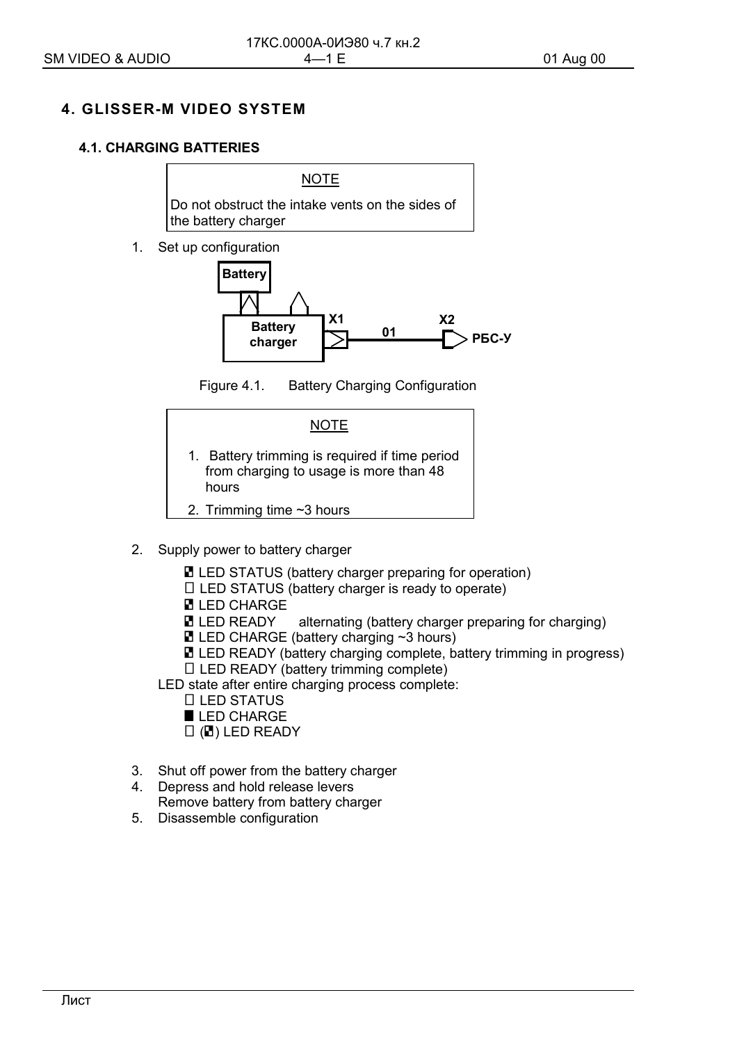# 4. GLISSER-M VIDEO SYSTEM

## 4.1. CHARGING BATTERIES

> NOTE
>
> Do not obstruct the intake vents on the sides of the battery charger

1. Set up configuration

Battery

Battery charger

X1

01

X2

РБС-У

Figure 4.1. Battery Charging Configuration

> NOTE
>
> 1. Battery trimming is required if time period from charging to usage is more than 48 hours
> 2. Trimming time ~3 hours

2. Supply power to battery charger

   ◧ LED STATUS (battery charger preparing for operation)
   ☐ LED STATUS (battery charger is ready to operate)
   ◧ LED CHARGE
   ◧ LED READY alternating (battery charger preparing for charging)
   ◧ LED CHARGE (battery charging ~3 hours)
   ◧ LED READY (battery charging complete, battery trimming in progress)
   ☐ LED READY (battery trimming complete)

   LED state after entire charging process complete:

   ☐ LED STATUS
   ■ LED CHARGE
   ☐ (◧) LED READY

3. Shut off power from the battery charger
4. Depress and hold release levers
   Remove battery from battery charger
5. Disassemble configuration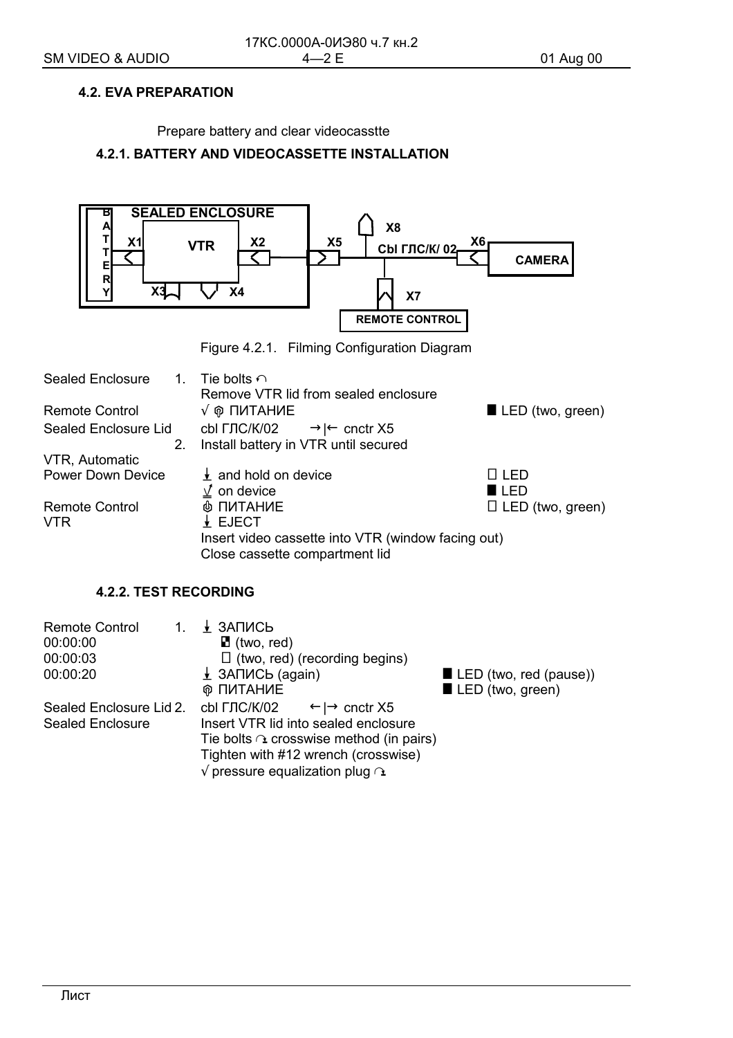#### 4.2. EVA PREPARATION

Prepare battery and clear videocasstte

##### 4.2.1. BATTERY AND VIDEOCASSETTE INSTALLATION

Figure 4.2.1. Filming Configuration Diagram

| | | | |
|---|---|---|---|
| Sealed Enclosure | 1. | Tie bolts ↶ | |
| | | Remove VTR lid from sealed enclosure | |
| Remote Control | | √ ⏻ ПИТАНИЕ | ■ LED (two, green) |
| Sealed Enclosure Lid | | cbl ГЛС/К/02 →\|← cnctr X5 | |
| | 2. | Install battery in VTR until secured | |
| VTR, Automatic Power Down Device | | ⭳ and hold on device | □ LED |
| | | √ on device | ■ LED |
| Remote Control | | ⏻ ПИТАНИЕ | □ LED (two, green) |
| VTR | | ⭳ EJECT | |
| | | Insert video cassette into VTR (window facing out) | |
| | | Close cassette compartment lid | |

##### 4.2.2. TEST RECORDING

| | | | |
|---|---|---|---|
| Remote Control | 1. | ⭳ ЗАПИСЬ | |
| 00:00:00 | | ◧ (two, red) | |
| 00:00:03 | | □ (two, red) (recording begins) | |
| 00:00:20 | | ⭳ ЗАПИСЬ (again) | ■ LED (two, red (pause)) |
| | | ⏻ ПИТАНИЕ | ■ LED (two, green) |
| Sealed Enclosure Lid | 2. | cbl ГЛС/К/02 ←\|→ cnctr X5 | |
| Sealed Enclosure | | Insert VTR lid into sealed enclosure | |
| | | Tie bolts ↷ crosswise method (in pairs) | |
| | | Tighten with #12 wrench (crosswise) | |
| | | √ pressure equalization plug ↷ | |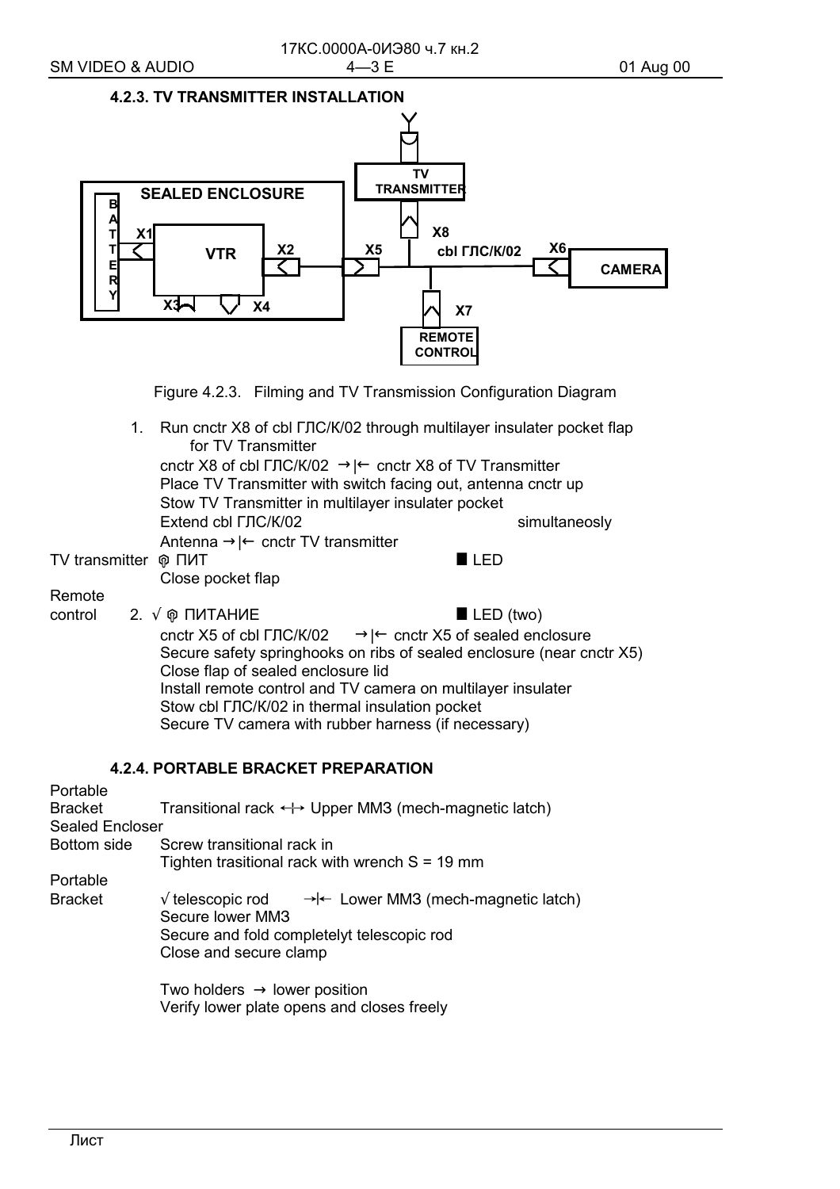### 4.2.3. TV TRANSMITTER INSTALLATION

Figure 4.2.3. Filming and TV Transmission Configuration Diagram

1. Run cnctr X8 of cbl ГЛС/К/02 through multilayer insulater pocket flap for TV Transmitter
   cnctr X8 of cbl ГЛС/К/02 →|← cnctr X8 of TV Transmitter
   Place TV Transmitter with switch facing out, antenna cnctr up
   Stow TV Transmitter in multilayer insulater pocket
   Extend cbl ГЛС/К/02 simultaneosly
   Antenna →|← cnctr TV transmitter

TV transmitter ⊕ ПИТ ■ LED

Close pocket flap

Remote control

2. √ ⊕ ПИТАНИЕ ■ LED (two)
   cnctr X5 of cbl ГЛС/К/02 →|← cnctr X5 of sealed enclosure
   Secure safety springhooks on ribs of sealed enclosure (near cnctr X5)
   Close flap of sealed enclosure lid
   Install remote control and TV camera on multilayer insulater
   Stow cbl ГЛС/К/02 in thermal insulation pocket
   Secure TV camera with rubber harness (if necessary)

### 4.2.4. PORTABLE BRACKET PREPARATION

Portable Bracket — Transitional rack ↔ Upper MM3 (mech-magnetic latch)

Sealed Encloser Bottom side — Screw transitional rack in
Tighten trasitional rack with wrench S = 19 mm

Portable Bracket — √ telescopic rod →|← Lower MM3 (mech-magnetic latch)
Secure lower MM3
Secure and fold completelyt telescopic rod
Close and secure clamp

Two holders → lower position
Verify lower plate opens and closes freely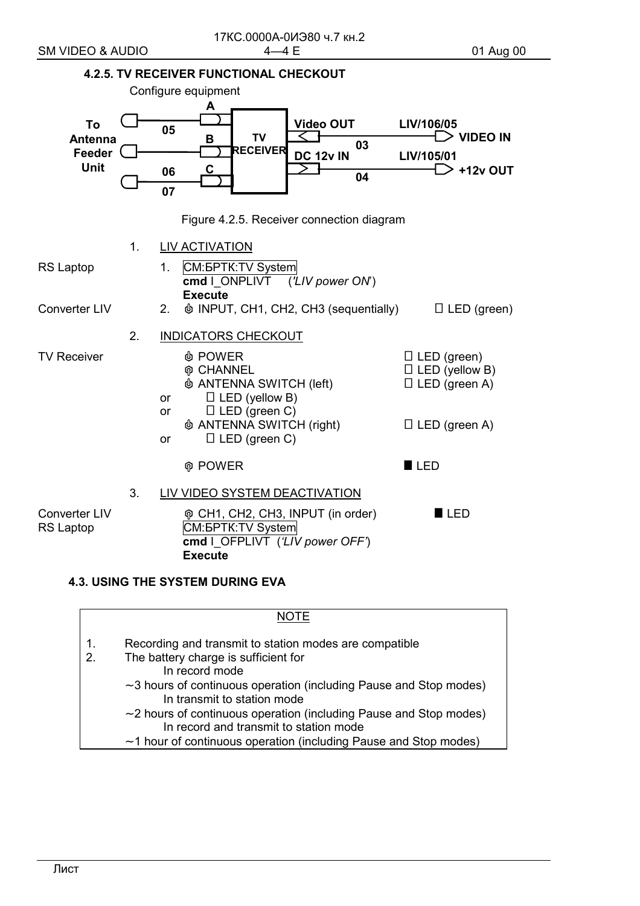### 4.2.5. TV RECEIVER FUNCTIONAL CHECKOUT

Configure equipment

To Antenna Feeder Unit — 05 — A; B; 06 — C; 07 — TV RECEIVER — Video OUT — 03 — LIV/106/05 VIDEO IN; DC 12v IN — 04 — LIV/105/01 +12v OUT

Figure 4.2.5. Receiver connection diagram

1. LIV ACTIVATION

| | | | |
|---|---|---|---|
| RS Laptop | 1. | СМ:БРТК:TV System<br>**cmd** I_ONPLIVT (*'LIV power ON'*)<br>**Execute** | |
| Converter LIV | 2. | INPUT, CH1, CH2, CH3 (sequentially) | □ LED (green) |

2. INDICATORS CHECKOUT

| | | | |
|---|---|---|---|
| TV Receiver | | POWER | □ LED (green) |
| | | CHANNEL | □ LED (yellow B) |
| | | ANTENNA SWITCH (left) | □ LED (green A) |
| | or | □ LED (yellow B) | |
| | or | □ LED (green C) | |
| | | ANTENNA SWITCH (right) | □ LED (green A) |
| | or | □ LED (green C) | |
| | | POWER | ■ LED |

3. LIV VIDEO SYSTEM DEACTIVATION

| | | |
|---|---|---|
| Converter LIV | CH1, CH2, CH3, INPUT (in order) | ■ LED |
| RS Laptop | СМ:БРТК:TV System<br>**cmd** I_OFPLIVT (*'LIV power OFF'*)<br>**Execute** | |

### 4.3. USING THE SYSTEM DURING EVA

NOTE

1. Recording and transmit to station modes are compatible
2. The battery charge is sufficient for
   - In record mode
     ~3 hours of continuous operation (including Pause and Stop modes)
   - In transmit to station mode
     ~2 hours of continuous operation (including Pause and Stop modes)
   - In record and transmit to station mode
     ~1 hour of continuous operation (including Pause and Stop modes)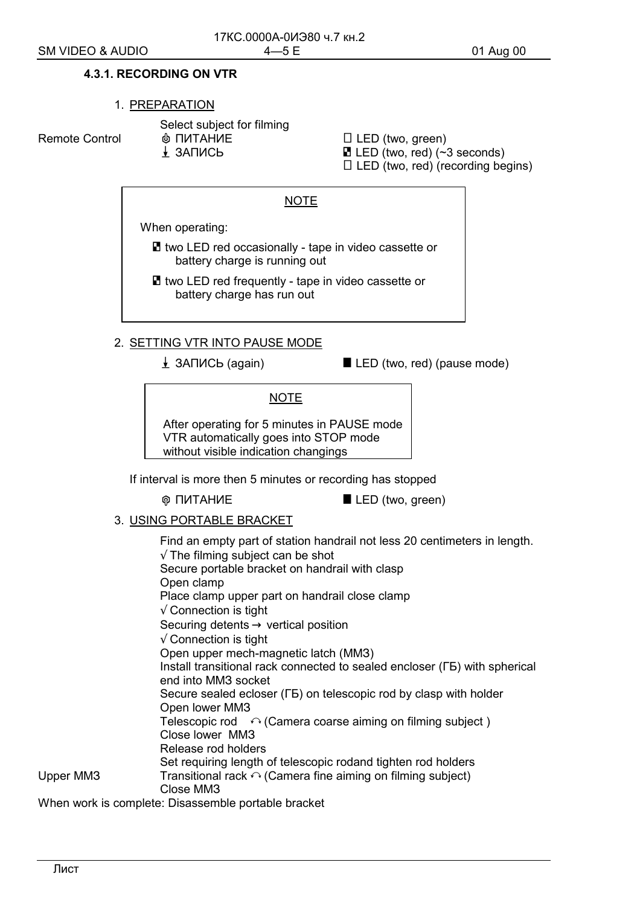#### 4.3.1. RECORDING ON VTR

1. PREPARATION

| | | |
|---|---|---|
| | Select subject for filming | |
| Remote Control | ⊕ ПИТАНИЕ | □ LED (two, green) |
| | ⭳ ЗАПИСЬ | ◪ LED (two, red) (~3 seconds) |
| | | □ LED (two, red) (recording begins) |

> NOTE
>
> When operating:
>
> - ◪ two LED red occasionally - tape in video cassette or battery charge is running out
> - ◪ two LED red frequently - tape in video cassette or battery charge has run out

2. SETTING VTR INTO PAUSE MODE

| | |
|---|---|
| ⭳ ЗАПИСЬ (again) | ■ LED (two, red) (pause mode) |

> NOTE
>
> After operating for 5 minutes in PAUSE mode VTR automatically goes into STOP mode without visible indication changings

If interval is more then 5 minutes or recording has stopped

| | |
|---|---|
| ⊗ ПИТАНИЕ | ■ LED (two, green) |

3. USING PORTABLE BRACKET

Find an empty part of station handrail not less 20 centimeters in length.
√ The filming subject can be shot
Secure portable bracket on handrail with clasp
Open clamp
Place clamp upper part on handrail close clamp
√ Connection is tight
Securing detents → vertical position
√ Connection is tight
Open upper mech-magnetic latch (ММЗ)
Install transitional rack connected to sealed encloser (ГБ) with spherical end into ММЗ socket
Secure sealed ecloser (ГБ) on telescopic rod by clasp with holder
Open lower ММЗ
Telescopic rod ↶ (Camera coarse aiming on filming subject )
Close lower ММЗ
Release rod holders
Set requiring length of telescopic rodand tighten rod holders

Upper ММЗ — Transitional rack ↶ (Camera fine aiming on filming subject)
Close ММЗ

When work is complete: Disassemble portable bracket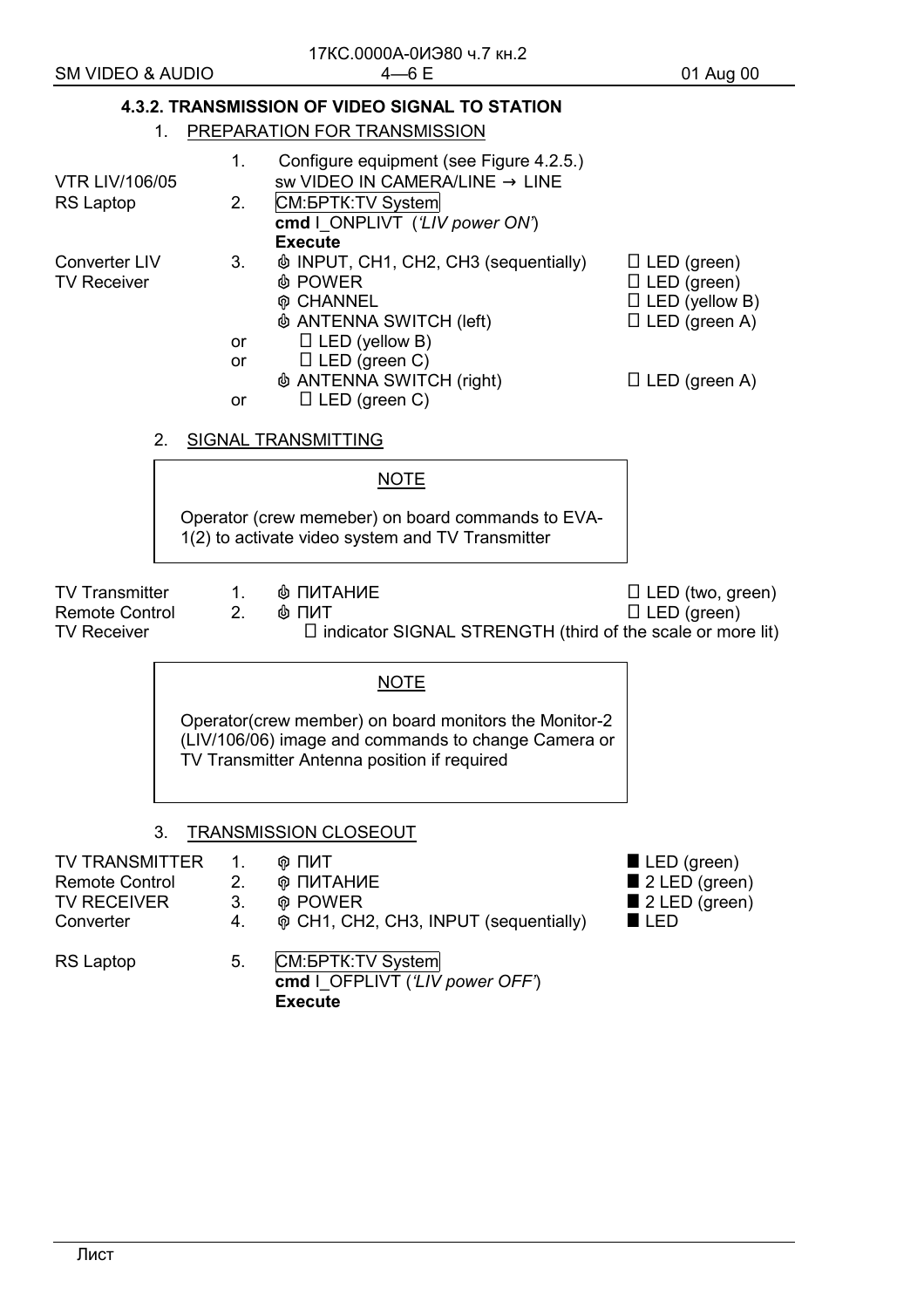### 4.3.2. TRANSMISSION OF VIDEO SIGNAL TO STATION

1. PREPARATION FOR TRANSMISSION

| | | | |
|---|---|---|---|
| | 1. | Configure equipment (see Figure 4.2.5.) | |
| VTR LIV/106/05 | | sw VIDEO IN CAMERA/LINE → LINE | |
| RS Laptop | 2. | СМ:БРТК:TV System<br>**cmd** I_ONPLIVT (*'LIV power ON'*)<br>**Execute** | |
| Converter LIV | 3. | ⎉ INPUT, CH1, CH2, CH3 (sequentially) | □ LED (green) |
| TV Receiver | | ⎉ POWER | □ LED (green) |
| | | ⎉ CHANNEL | □ LED (yellow B) |
| | | ⎉ ANTENNA SWITCH (left) | □ LED (green A) |
| | or | □ LED (yellow B) | |
| | or | □ LED (green C) | |
| | | ⎉ ANTENNA SWITCH (right) | □ LED (green A) |
| | or | □ LED (green C) | |

2. SIGNAL TRANSMITTING

> NOTE
>
> Operator (crew memeber) on board commands to EVA-1(2) to activate video system and TV Transmitter

| | | | |
|---|---|---|---|
| TV Transmitter | 1. | ⎉ ПИТАНИЕ | □ LED (two, green) |
| Remote Control | 2. | ⎉ ПИТ | □ LED (green) |
| TV Receiver | | □ indicator SIGNAL STRENGTH (third of the scale or more lit) | |

> NOTE
>
> Operator(crew member) on board monitors the Monitor-2 (LIV/106/06) image and commands to change Camera or TV Transmitter Antenna position if required

3. TRANSMISSION CLOSEOUT

| | | | |
|---|---|---|---|
| TV TRANSMITTER | 1. | ⎉ ПИТ | ■ LED (green) |
| Remote Control | 2. | ⎉ ПИТАНИЕ | ■ 2 LED (green) |
| TV RECEIVER | 3. | ⎉ POWER | ■ 2 LED (green) |
| Converter | 4. | ⎉ CH1, CH2, CH3, INPUT (sequentially) | ■ LED |
| RS Laptop | 5. | СМ:БРТК:TV System<br>**cmd** I_OFPLIVT (*'LIV power OFF'*)<br>**Execute** | |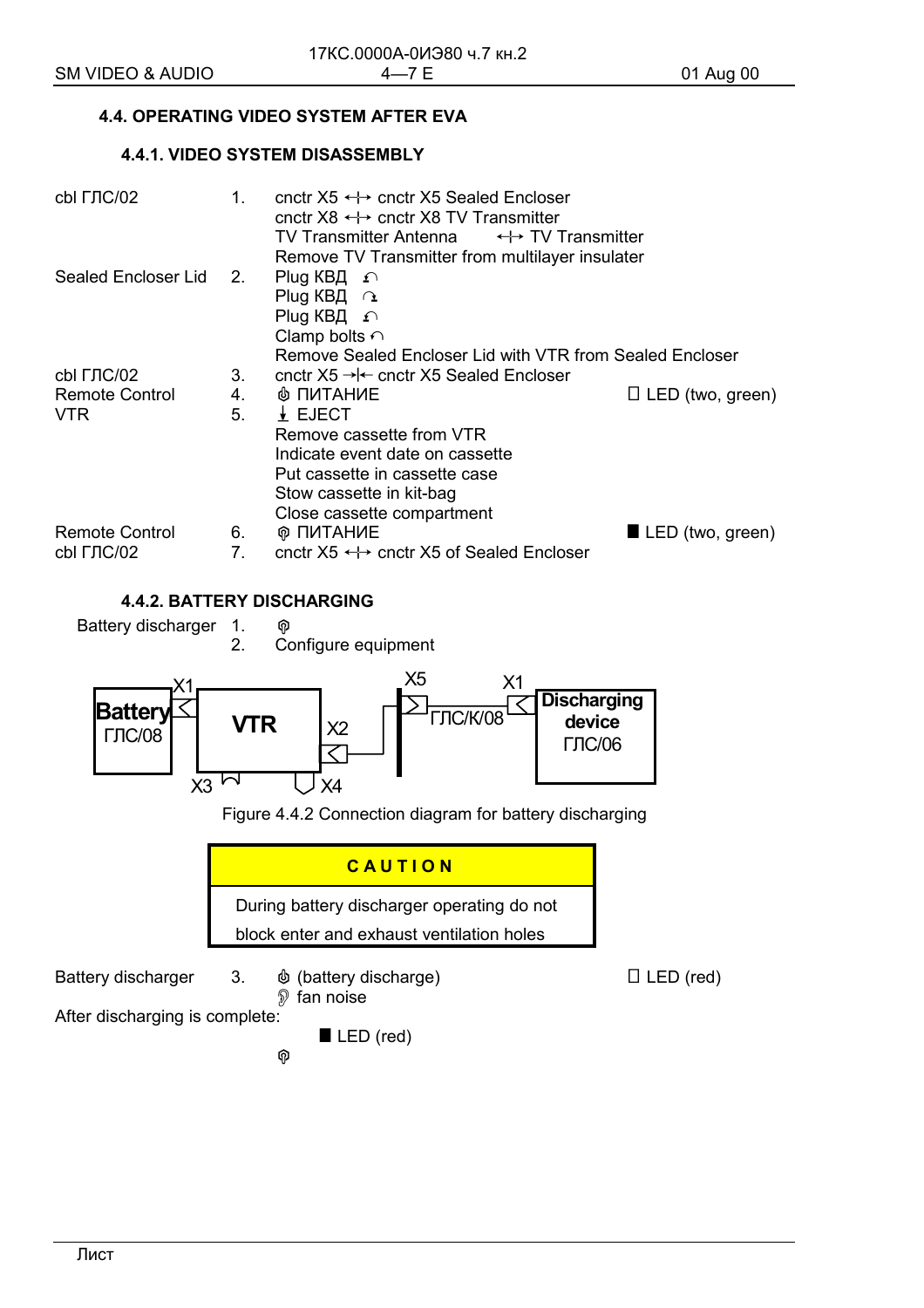## 4.4. OPERATING VIDEO SYSTEM AFTER EVA

### 4.4.1. VIDEO SYSTEM DISASSEMBLY

| | | | |
|---|---|---|---|
| cbl ГЛС/02 | 1. | cnctr X5 ↔ cnctr X5 Sealed Encloser<br>cnctr X8 ↔ cnctr X8 TV Transmitter<br>TV Transmitter Antenna ↔ TV Transmitter<br>Remove TV Transmitter from multilayer insulater | |
| Sealed Encloser Lid | 2. | Plug КВД ↶<br>Plug КВД ↷<br>Plug КВД ↶<br>Clamp bolts ↶<br>Remove Sealed Encloser Lid with VTR from Sealed Encloser | |
| cbl ГЛС/02 | 3. | cnctr X5 →\|← cnctr X5 Sealed Encloser | |
| Remote Control | 4. | ПИТАНИЕ | □ LED (two, green) |
| VTR | 5. | EJECT<br>Remove cassette from VTR<br>Indicate event date on cassette<br>Put cassette in cassette case<br>Stow cassette in kit-bag<br>Close cassette compartment | |
| Remote Control | 6. | ПИТАНИЕ | ■ LED (two, green) |
| cbl ГЛС/02 | 7. | cnctr X5 ↔ cnctr X5 of Sealed Encloser | |

### 4.4.2. BATTERY DISCHARGING

| | | |
|---|---|---|
| Battery discharger | 1. | |
| | 2. | Configure equipment |

Battery ГЛС/08 X1 — VTR X2 — X5 ГЛС/К/08 X1 — Discharging device ГЛС/06; VTR X3, X4

Figure 4.4.2 Connection diagram for battery discharging

> **CAUTION**
>
> During battery discharger operating do not block enter and exhaust ventilation holes

| | | | |
|---|---|---|---|
| Battery discharger | 3. | (battery discharge)<br>fan noise | □ LED (red) |

After discharging is complete:

■ LED (red)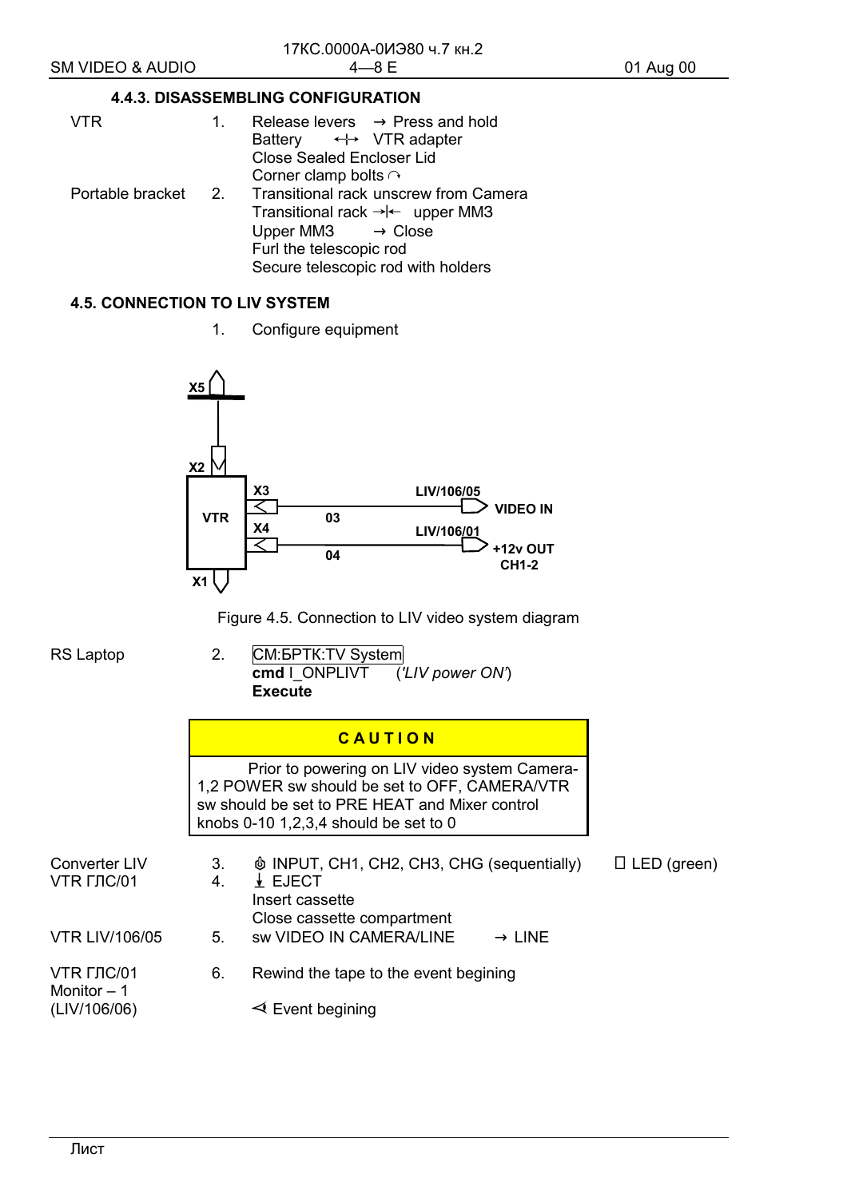### 4.4.3. DISASSEMBLING CONFIGURATION

VTR 1. Release levers → Press and hold
Battery ↔ VTR adapter
Close Sealed Encloser Lid
Corner clamp bolts ↷

Portable bracket 2. Transitional rack unscrew from Camera
Transitional rack →|← upper MM3
Upper MM3 → Close
Furl the telescopic rod
Secure telescopic rod with holders

### 4.5. CONNECTION TO LIV SYSTEM

1. Configure equipment

X5
X2
VTR
X3 03 LIV/106/05 VIDEO IN
X4 04 LIV/106/01 +12v OUT CH1-2
X1

Figure 4.5. Connection to LIV video system diagram

RS Laptop 2. CM:БРТК:TV System
**cmd** I_ONPLIVT (*'LIV power ON'*)
**Execute**

| **CAUTION** |
|---|
| Prior to powering on LIV video system Camera-1,2 POWER sw should be set to OFF, CAMERA/VTR sw should be set to PRE HEAT and Mixer control knobs 0-10 1,2,3,4 should be set to 0 |

Converter LIV 3. INPUT, CH1, CH2, CH3, CHG (sequentially) LED (green)
VTR ГЛС/01 4. EJECT
Insert cassette
Close cassette compartment

VTR LIV/106/05 5. sw VIDEO IN CAMERA/LINE → LINE

VTR ГЛС/01 6. Rewind the tape to the event begining
Monitor – 1
(LIV/106/06) Event begining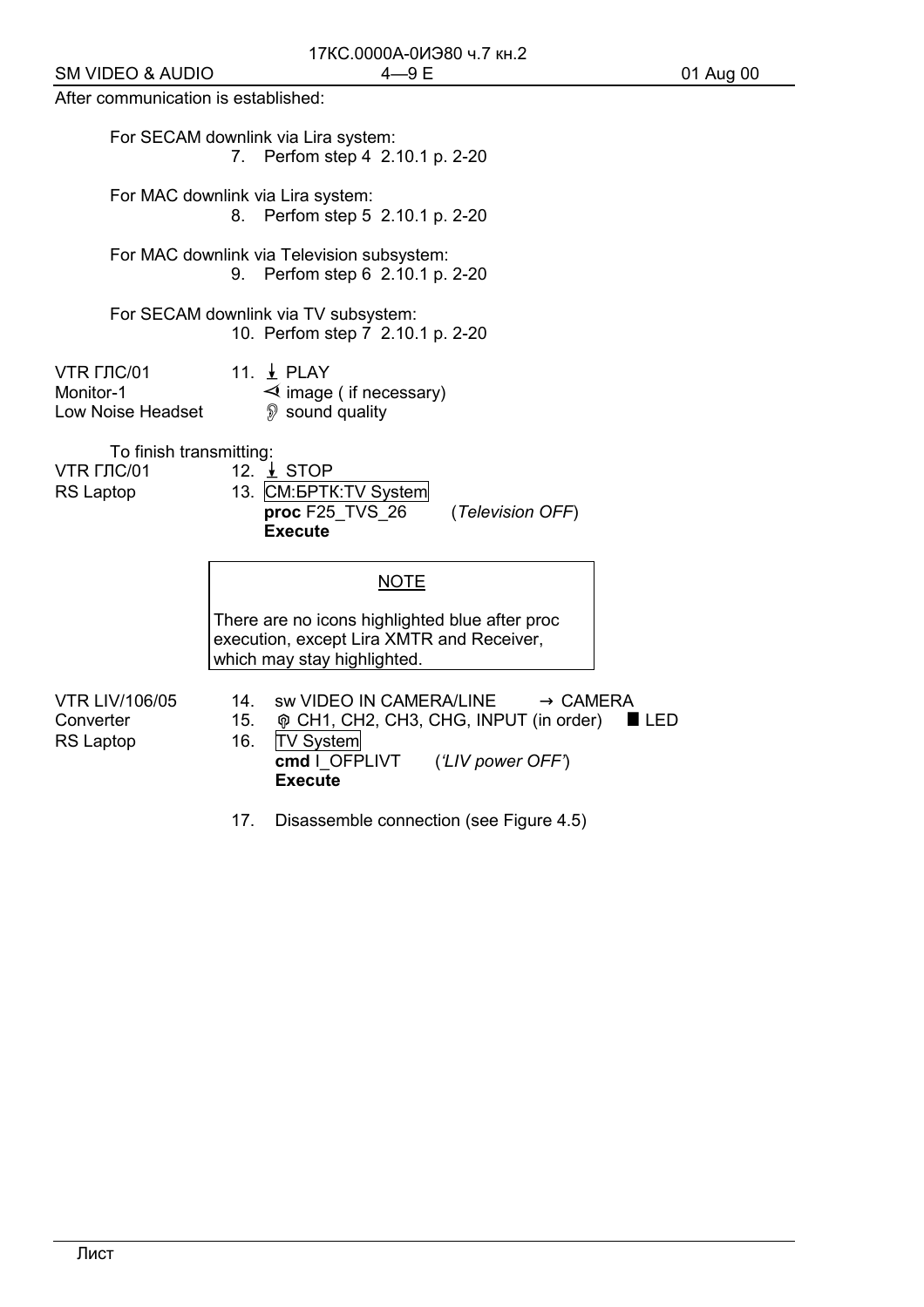After communication is established:

For SECAM downlink via Lira system:

7. Perfom step 4 2.10.1 p. 2-20

For MAC downlink via Lira system:

8. Perfom step 5 2.10.1 p. 2-20

For MAC downlink via Television subsystem:

9. Perfom step 6 2.10.1 p. 2-20

For SECAM downlink via TV subsystem:

10. Perfom step 7 2.10.1 p. 2-20

| | | |
|---|---|---|
| VTR ГЛС/01 | 11. | ↓ PLAY |
| Monitor-1 | | ⊲ image ( if necessary) |
| Low Noise Headset | | sound quality |

To finish transmitting:

| | | |
|---|---|---|
| VTR ГЛС/01 | 12. | ↓ STOP |
| RS Laptop | 13. | CM:БРТК:TV System<br>**proc** F25_TVS_26 (*Television OFF*)<br>**Execute** |

NOTE

There are no icons highlighted blue after proc execution, except Lira XMTR and Receiver, which may stay highlighted.

| | | |
|---|---|---|
| VTR LIV/106/05 | 14. | sw VIDEO IN CAMERA/LINE → CAMERA |
| Converter | 15. | CH1, CH2, CH3, CHG, INPUT (in order) ■ LED |
| RS Laptop | 16. | TV System<br>**cmd** I_OFPLIVT (*'LIV power OFF'*)<br>**Execute** |
| | 17. | Disassemble connection (see Figure 4.5) |